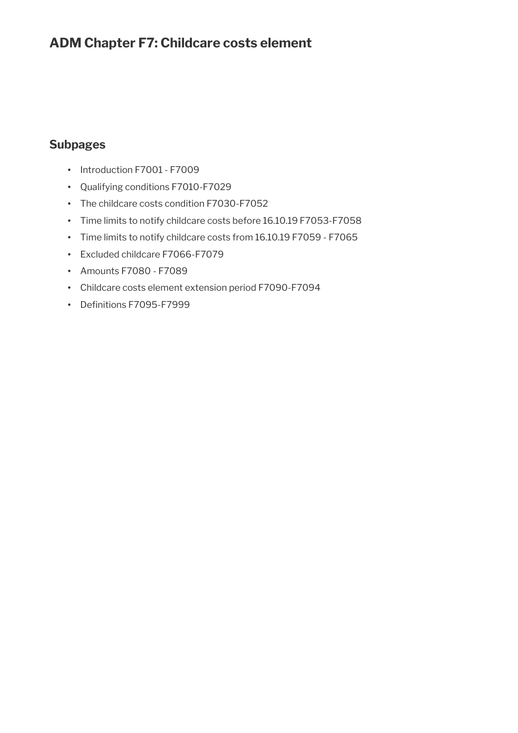# ADM Chapter F7: Childcare costs element

## Subpages

- Introduction F7001 - F7009
- Qualifying conditions F7010-F7029
- The childcare costs condition F7030-F7052
- Time limits to notify childcare costs before 16.10.19 F7053-F7058
- Time limits to notify childcare costs from 16.10.19 F7059 - F7065
- Excluded childcare F7066-F7079
- Amounts F7080 - F7089
- Childcare costs element extension period F7090-F7094
- Definitions F7095-F7999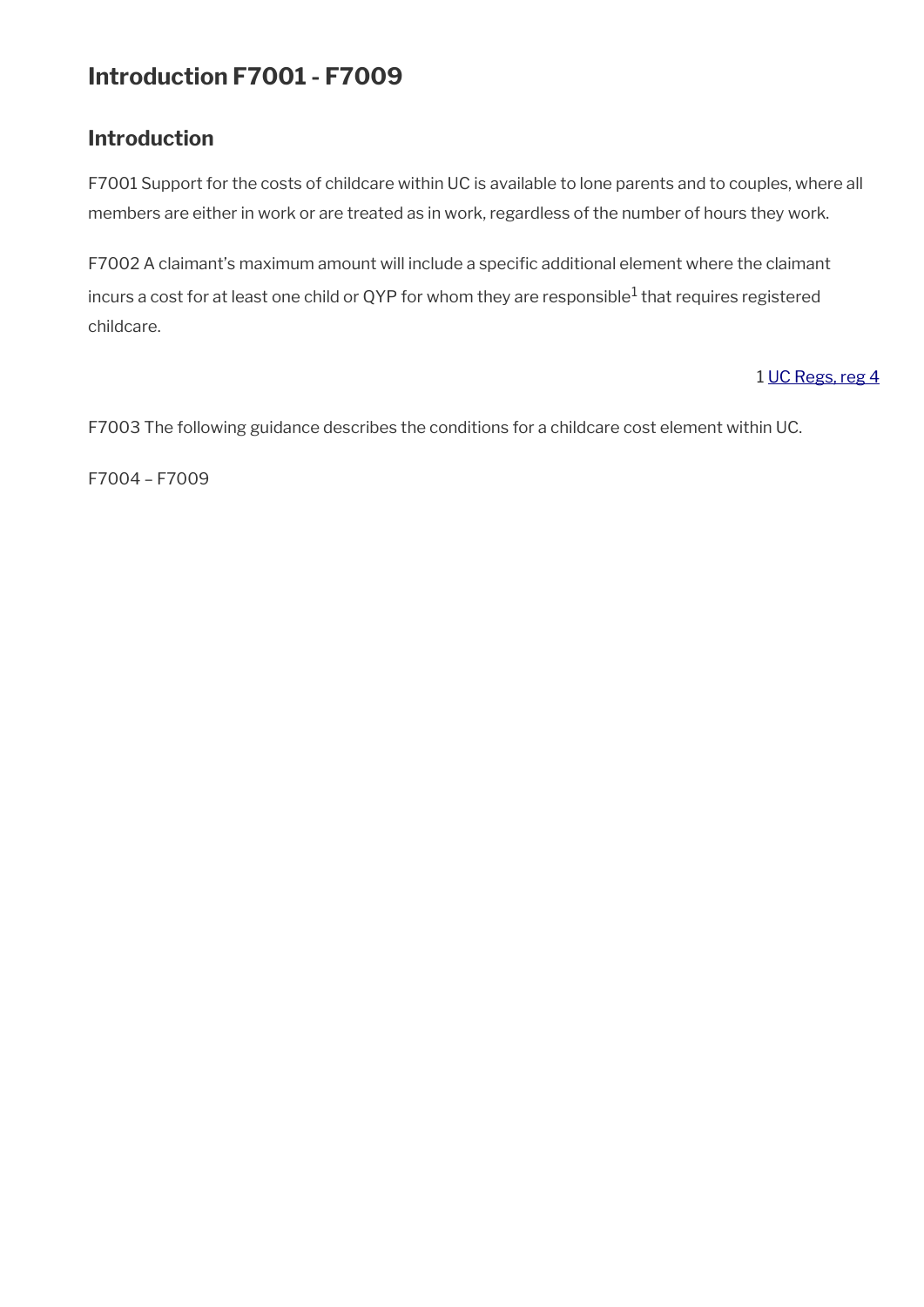# Introduction F7001 - F7009

## Introduction

F7001 Support for the costs of childcare within UC is available to lone parents and to couples, where all members are either in work or are treated as in work, regardless of the number of hours they work.

F7002 A claimant's maximum amount will include a specific additional element where the claimant incurs a cost for at least one child or QYP for whom they are responsible[1] that requires registered childcare.

1 UC Regs, reg 4

F7003 The following guidance describes the conditions for a childcare cost element within UC.

F7004 – F7009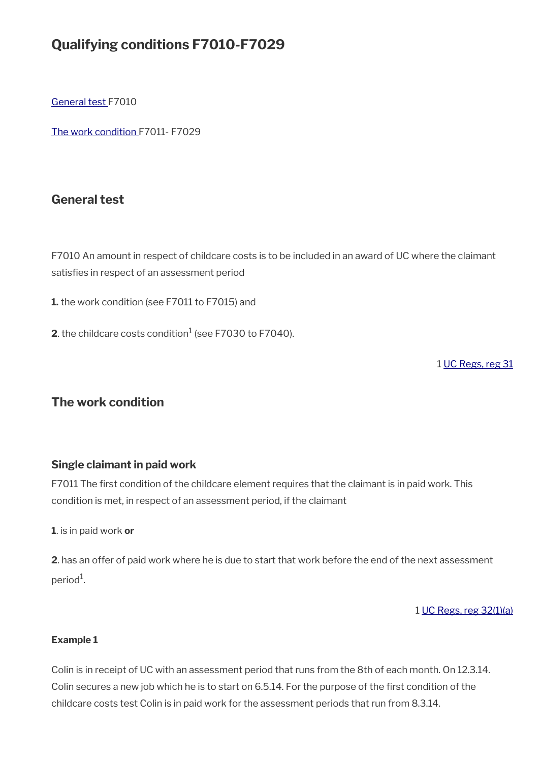# Qualifying conditions F7010-F7029

General test F7010

The work condition F7011- F7029

## General test

F7010 An amount in respect of childcare costs is to be included in an award of UC where the claimant satisfies in respect of an assessment period

**1.** the work condition (see F7011 to F7015) and

**2**. the childcare costs condition[1] (see F7030 to F7040).

1 UC Regs, reg 31

## The work condition

### Single claimant in paid work

F7011 The first condition of the childcare element requires that the claimant is in paid work. This condition is met, in respect of an assessment period, if the claimant

**1**. is in paid work **or**

**2**. has an offer of paid work where he is due to start that work before the end of the next assessment period[1].

1 UC Regs, reg 32(1)(a)

#### Example 1

Colin is in receipt of UC with an assessment period that runs from the 8th of each month. On 12.3.14. Colin secures a new job which he is to start on 6.5.14. For the purpose of the first condition of the childcare costs test Colin is in paid work for the assessment periods that run from 8.3.14.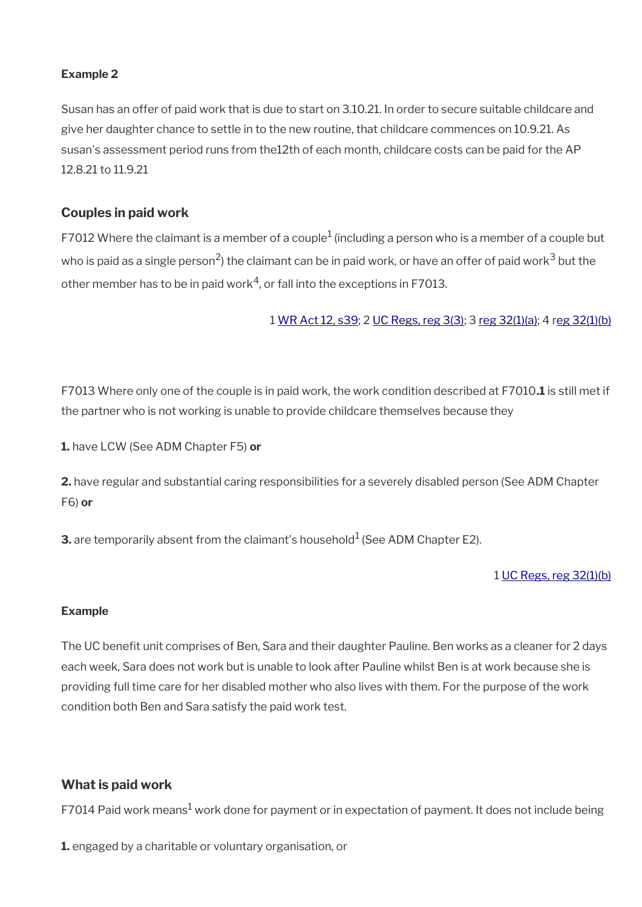**Example 2**

Susan has an offer of paid work that is due to start on 3.10.21. In order to secure suitable childcare and give her daughter chance to settle in to the new routine, that childcare commences on 10.9.21. As susan's assessment period runs from the12th of each month, childcare costs can be paid for the AP 12.8.21 to 11.9.21

### Couples in paid work

F7012 Where the claimant is a member of a couple[1] (including a person who is a member of a couple but who is paid as a single person[2]) the claimant can be in paid work, or have an offer of paid work[3] but the other member has to be in paid work[4], or fall into the exceptions in F7013.

1 WR Act 12, s39; 2 UC Regs, reg 3(3); 3 reg 32(1)(a); 4 reg 32(1)(b)

F7013 Where only one of the couple is in paid work, the work condition described at F7010.**1** is still met if the partner who is not working is unable to provide childcare themselves because they

**1.** have LCW (See ADM Chapter F5) **or**

**2.** have regular and substantial caring responsibilities for a severely disabled person (See ADM Chapter F6) **or**

**3.** are temporarily absent from the claimant's household[1] (See ADM Chapter E2).

1 UC Regs, reg 32(1)(b)

**Example**

The UC benefit unit comprises of Ben, Sara and their daughter Pauline. Ben works as a cleaner for 2 days each week, Sara does not work but is unable to look after Pauline whilst Ben is at work because she is providing full time care for her disabled mother who also lives with them. For the purpose of the work condition both Ben and Sara satisfy the paid work test.

### What is paid work

F7014 Paid work means[1] work done for payment or in expectation of payment. It does not include being

**1.** engaged by a charitable or voluntary organisation, or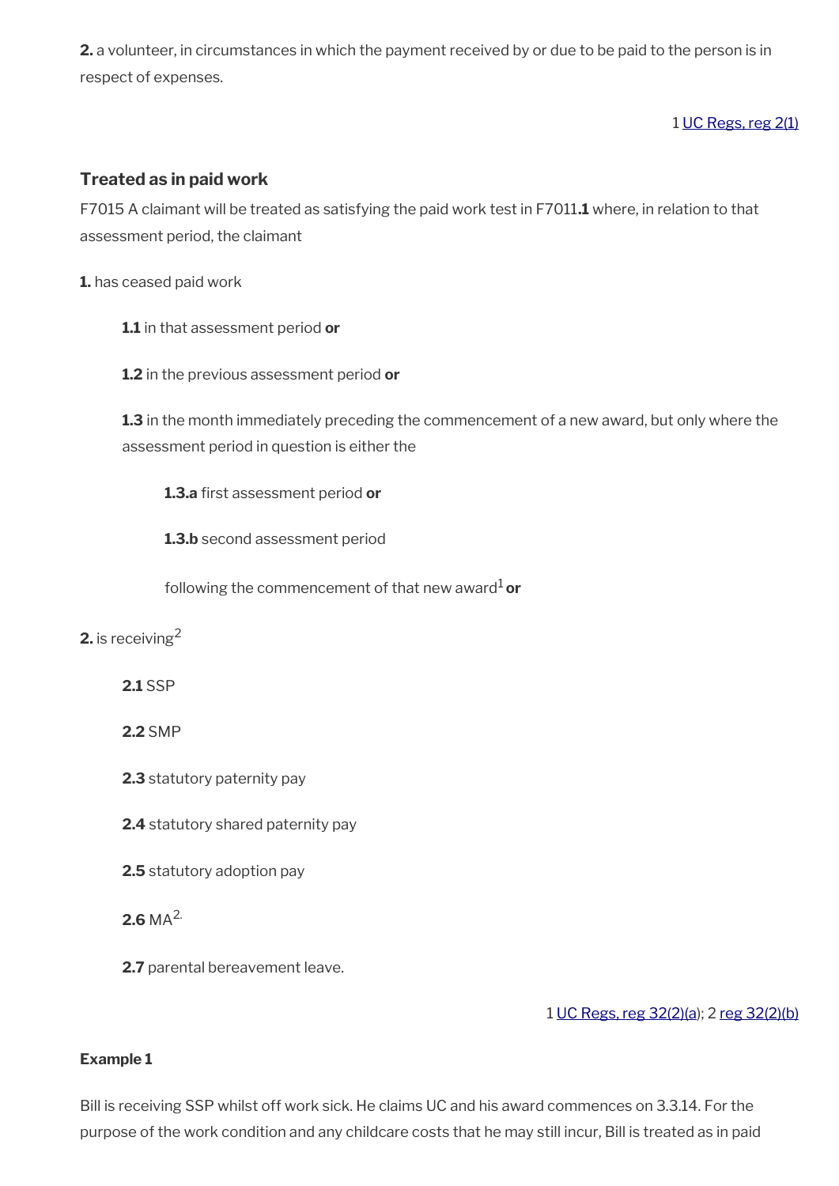**2.** a volunteer, in circumstances in which the payment received by or due to be paid to the person is in respect of expenses.

1 UC Regs, reg 2(1)

### Treated as in paid work

F7015 A claimant will be treated as satisfying the paid work test in F7011.**1** where, in relation to that assessment period, the claimant

**1.** has ceased paid work

> **1.1** in that assessment period **or**
>
> **1.2** in the previous assessment period **or**
>
> **1.3** in the month immediately preceding the commencement of a new award, but only where the assessment period in question is either the
>
> > **1.3.a** first assessment period **or**
> >
> > **1.3.b** second assessment period
> >
> > following the commencement of that new award[1] **or**

**2.** is receiving[2]

> **2.1** SSP
>
> **2.2** SMP
>
> **2.3** statutory paternity pay
>
> **2.4** statutory shared paternity pay
>
> **2.5** statutory adoption pay
>
> **2.6** MA[2.]
>
> **2.7** parental bereavement leave.

1 UC Regs, reg 32(2)(a); 2 reg 32(2)(b)

**Example 1**

Bill is receiving SSP whilst off work sick. He claims UC and his award commences on 3.3.14. For the purpose of the work condition and any childcare costs that he may still incur, Bill is treated as in paid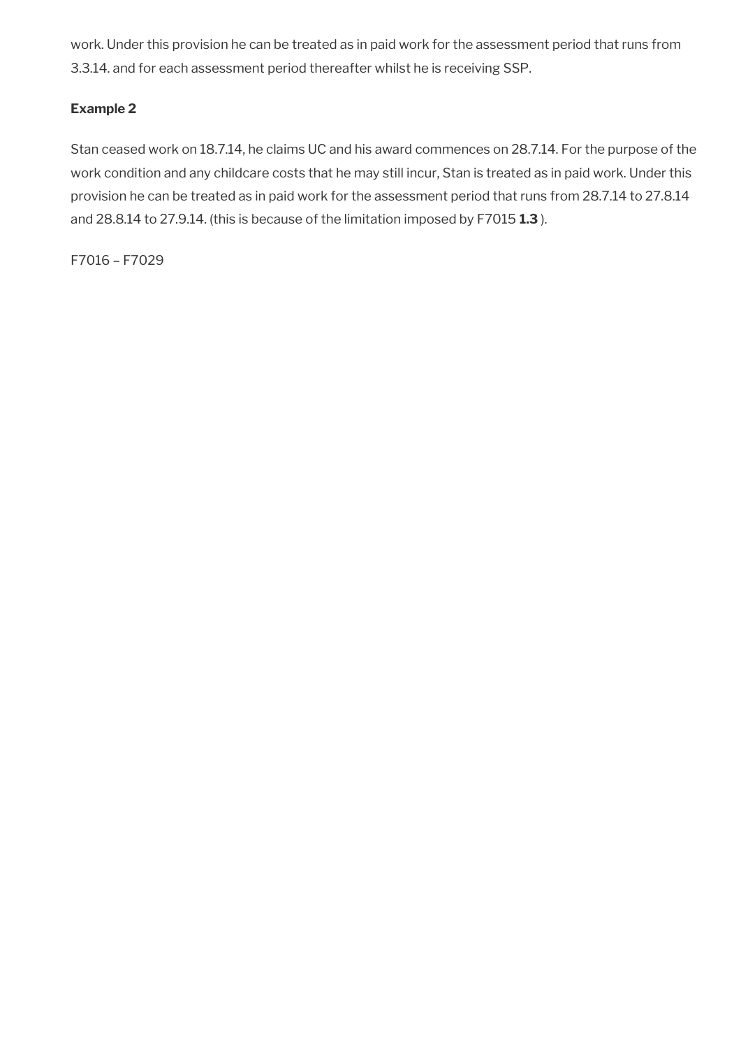work. Under this provision he can be treated as in paid work for the assessment period that runs from 3.3.14. and for each assessment period thereafter whilst he is receiving SSP.

**Example 2**

Stan ceased work on 18.7.14, he claims UC and his award commences on 28.7.14. For the purpose of the work condition and any childcare costs that he may still incur, Stan is treated as in paid work. Under this provision he can be treated as in paid work for the assessment period that runs from 28.7.14 to 27.8.14 and 28.8.14 to 27.9.14. (this is because of the limitation imposed by F7015 **1.3** ).

F7016 – F7029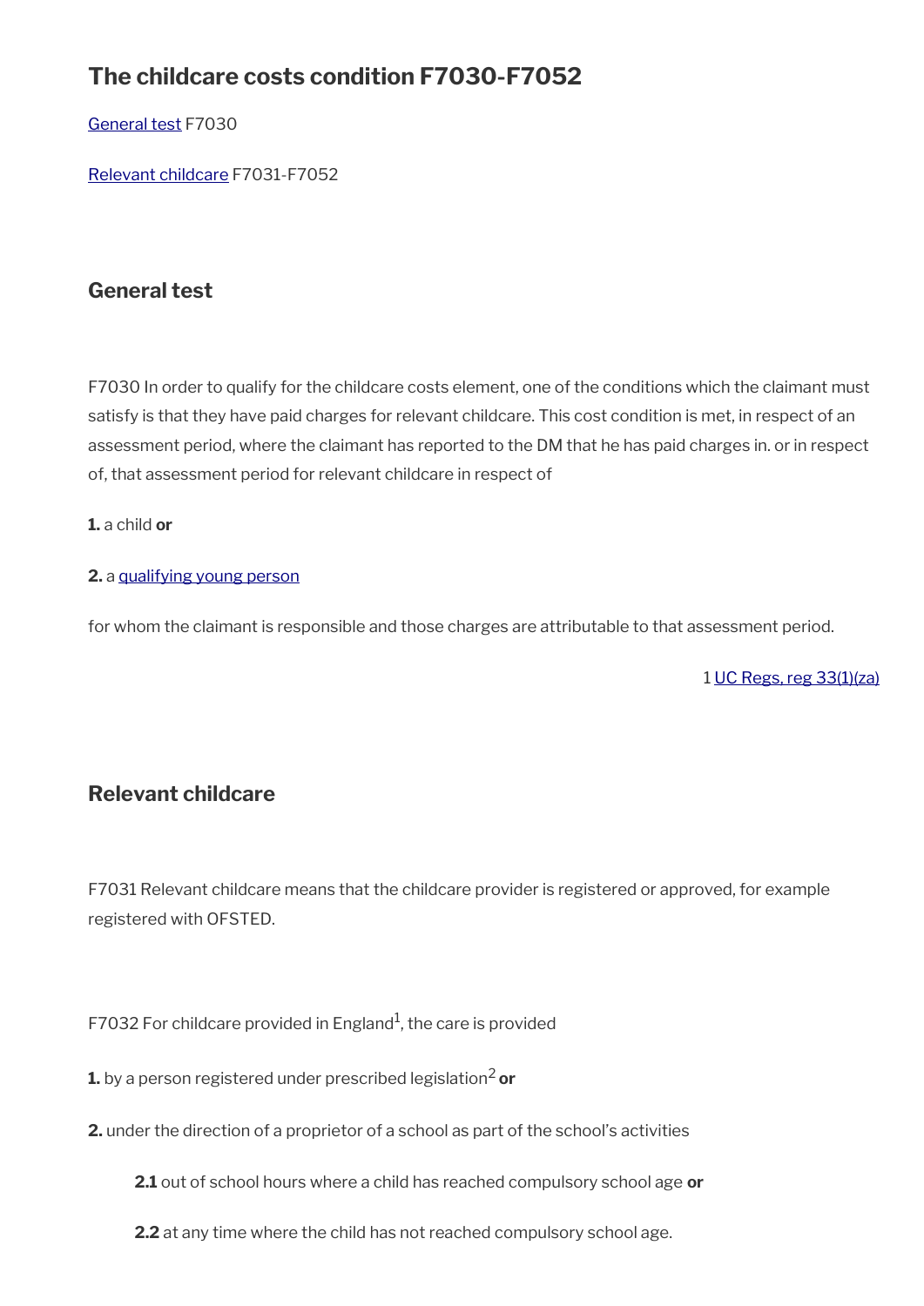## The childcare costs condition F7030-F7052

[General test](#) F7030

[Relevant childcare](#) F7031-F7052

### General test

F7030 In order to qualify for the childcare costs element, one of the conditions which the claimant must satisfy is that they have paid charges for relevant childcare. This cost condition is met, in respect of an assessment period, where the claimant has reported to the DM that he has paid charges in. or in respect of, that assessment period for relevant childcare in respect of

**1.** a child **or**

**2.** a [qualifying young person](#)

for whom the claimant is responsible and those charges are attributable to that assessment period.

1 [UC Regs, reg 33(1)(za)](#)

### Relevant childcare

F7031 Relevant childcare means that the childcare provider is registered or approved, for example registered with OFSTED.

F7032 For childcare provided in England[1], the care is provided

**1.** by a person registered under prescribed legislation[2] **or**

**2.** under the direction of a proprietor of a school as part of the school's activities

> **2.1** out of school hours where a child has reached compulsory school age **or**
>
> **2.2** at any time where the child has not reached compulsory school age.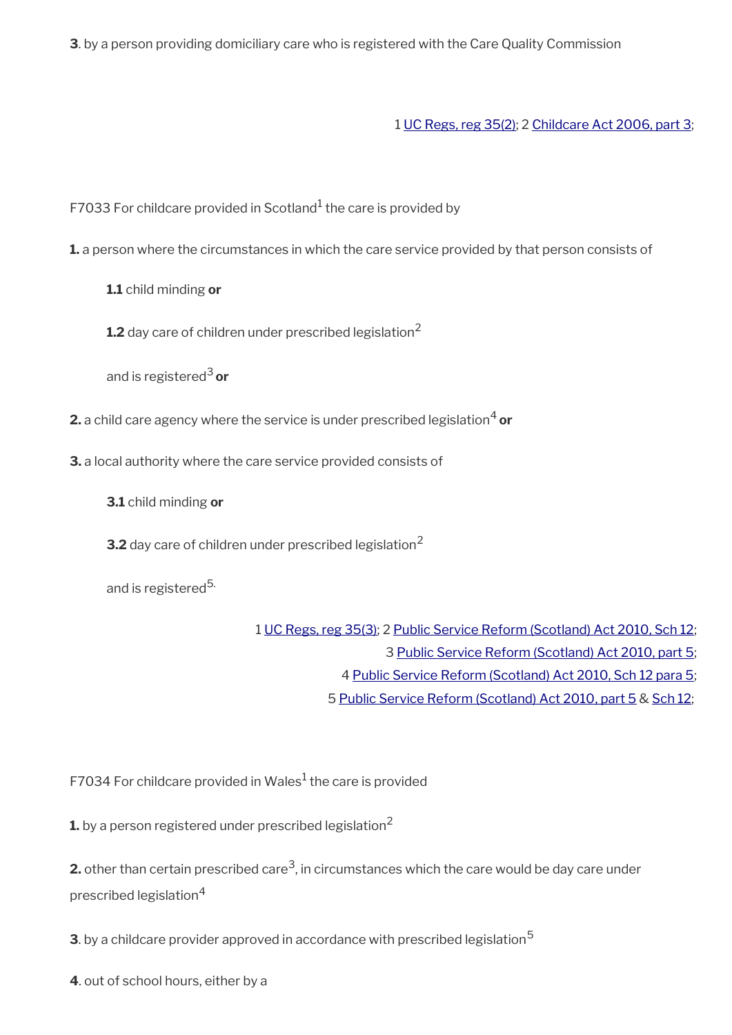**3**. by a person providing domiciliary care who is registered with the Care Quality Commission

1 UC Regs, reg 35(2); 2 Childcare Act 2006, part 3;

F7033 For childcare provided in Scotland[1] the care is provided by

**1.** a person where the circumstances in which the care service provided by that person consists of

> **1.1** child minding **or**
>
> **1.2** day care of children under prescribed legislation[2]
>
> and is registered[3] **or**

**2.** a child care agency where the service is under prescribed legislation[4] **or**

**3.** a local authority where the care service provided consists of

> **3.1** child minding **or**
>
> **3.2** day care of children under prescribed legislation[2]
>
> and is registered[5].

1 UC Regs, reg 35(3); 2 Public Service Reform (Scotland) Act 2010, Sch 12;
3 Public Service Reform (Scotland) Act 2010, part 5;
4 Public Service Reform (Scotland) Act 2010, Sch 12 para 5;
5 Public Service Reform (Scotland) Act 2010, part 5 & Sch 12;

F7034 For childcare provided in Wales[1] the care is provided

**1.** by a person registered under prescribed legislation[2]

**2.** other than certain prescribed care[3], in circumstances which the care would be day care under prescribed legislation[4]

**3**. by a childcare provider approved in accordance with prescribed legislation[5]

**4**. out of school hours, either by a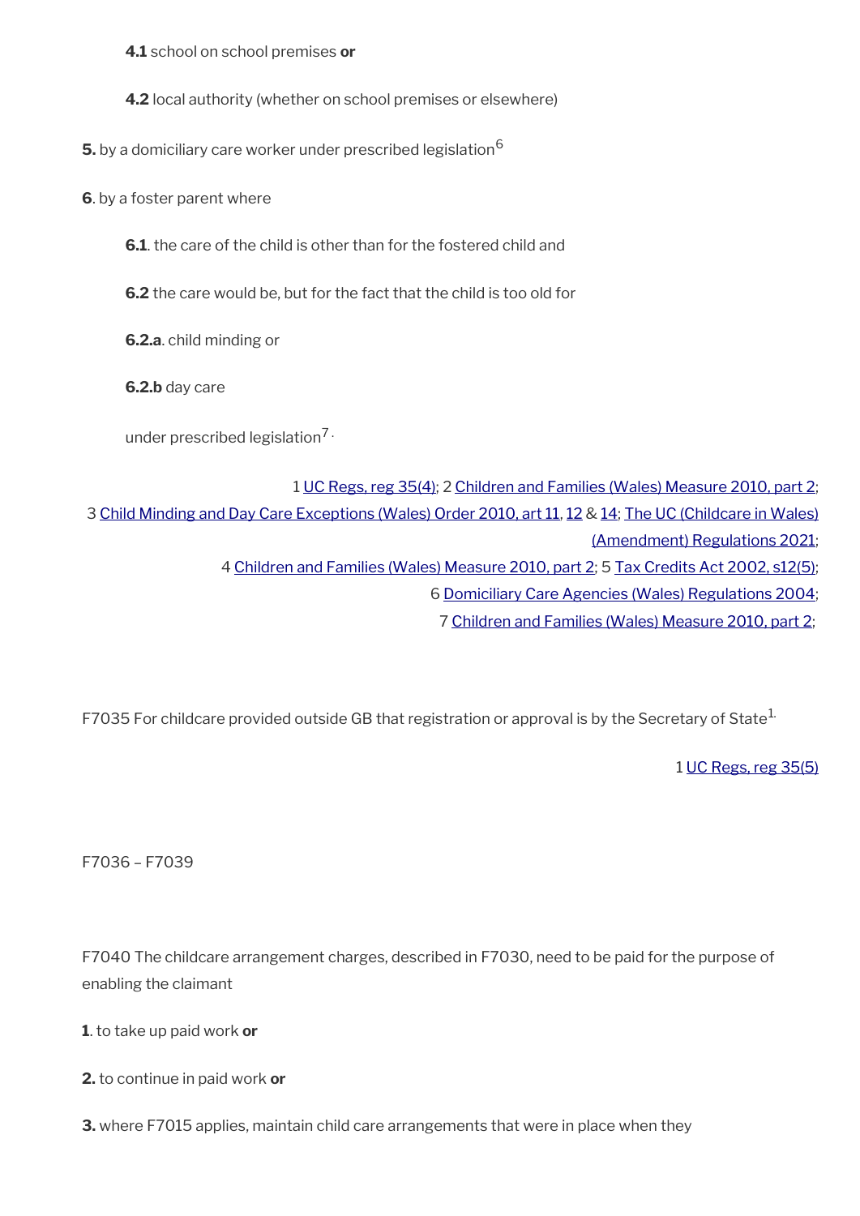**4.1** school on school premises **or**

**4.2** local authority (whether on school premises or elsewhere)

**5.** by a domiciliary care worker under prescribed legislation[6]

**6**. by a foster parent where

**6.1**. the care of the child is other than for the fostered child and

**6.2** the care would be, but for the fact that the child is too old for

**6.2.a**. child minding or

**6.2.b** day care

under prescribed legislation[7].

1 UC Regs, reg 35(4); 2 Children and Families (Wales) Measure 2010, part 2; 3 Child Minding and Day Care Exceptions (Wales) Order 2010, art 11, 12 & 14; The UC (Childcare in Wales) (Amendment) Regulations 2021; 4 Children and Families (Wales) Measure 2010, part 2; 5 Tax Credits Act 2002, s12(5); 6 Domiciliary Care Agencies (Wales) Regulations 2004; 7 Children and Families (Wales) Measure 2010, part 2;

F7035 For childcare provided outside GB that registration or approval is by the Secretary of State[1].

1 UC Regs, reg 35(5)

F7036 – F7039

F7040 The childcare arrangement charges, described in F7030, need to be paid for the purpose of enabling the claimant

**1**. to take up paid work **or**

**2.** to continue in paid work **or**

**3.** where F7015 applies, maintain child care arrangements that were in place when they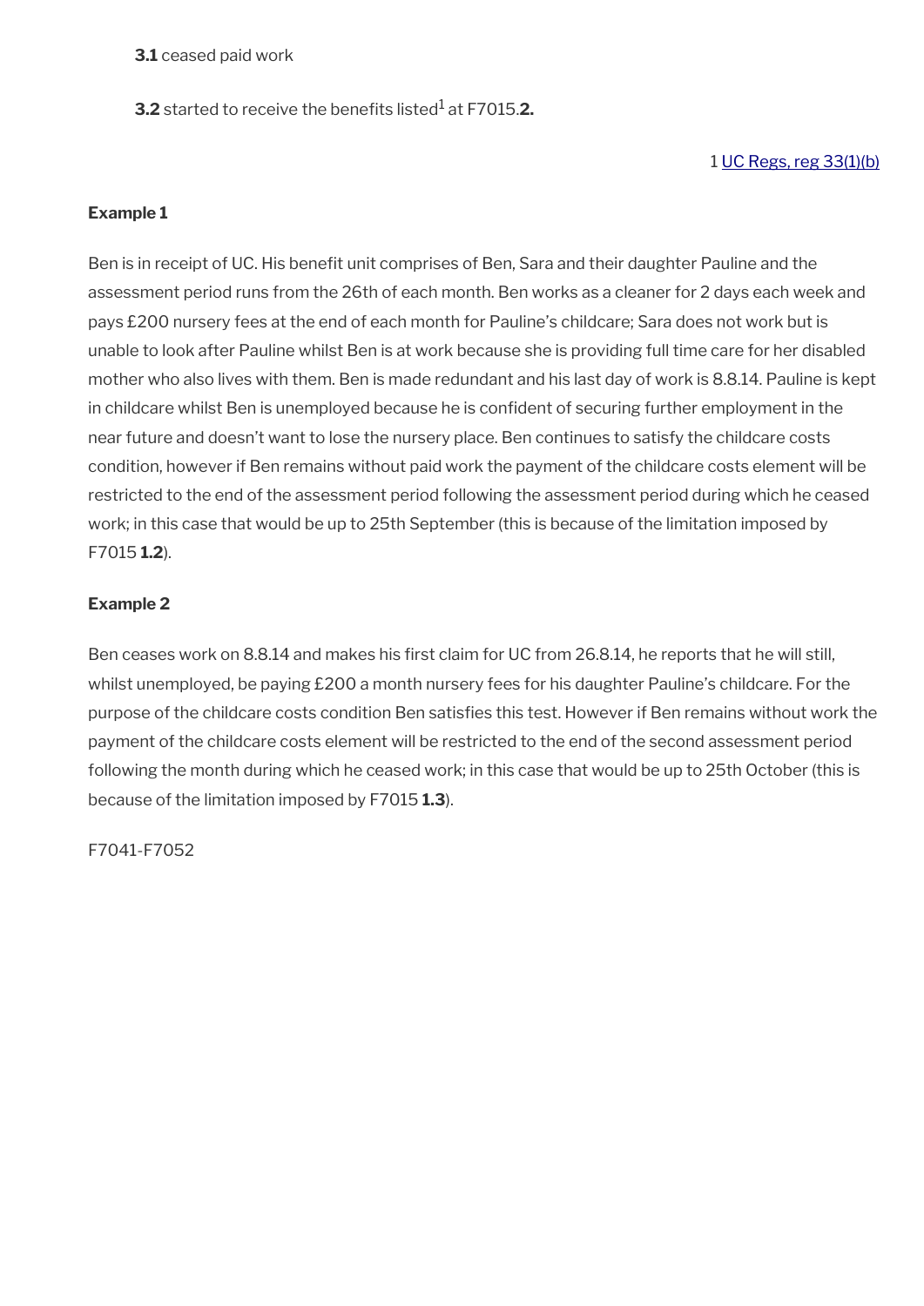**3.1** ceased paid work

**3.2** started to receive the benefits listed[1] at F7015.**2.**

1 UC Regs, reg 33(1)(b)

**Example 1**

Ben is in receipt of UC. His benefit unit comprises of Ben, Sara and their daughter Pauline and the assessment period runs from the 26th of each month. Ben works as a cleaner for 2 days each week and pays £200 nursery fees at the end of each month for Pauline's childcare; Sara does not work but is unable to look after Pauline whilst Ben is at work because she is providing full time care for her disabled mother who also lives with them. Ben is made redundant and his last day of work is 8.8.14. Pauline is kept in childcare whilst Ben is unemployed because he is confident of securing further employment in the near future and doesn't want to lose the nursery place. Ben continues to satisfy the childcare costs condition, however if Ben remains without paid work the payment of the childcare costs element will be restricted to the end of the assessment period following the assessment period during which he ceased work; in this case that would be up to 25th September (this is because of the limitation imposed by F7015 **1.2**).

**Example 2**

Ben ceases work on 8.8.14 and makes his first claim for UC from 26.8.14, he reports that he will still, whilst unemployed, be paying £200 a month nursery fees for his daughter Pauline's childcare. For the purpose of the childcare costs condition Ben satisfies this test. However if Ben remains without work the payment of the childcare costs element will be restricted to the end of the second assessment period following the month during which he ceased work; in this case that would be up to 25th October (this is because of the limitation imposed by F7015 **1.3**).

F7041-F7052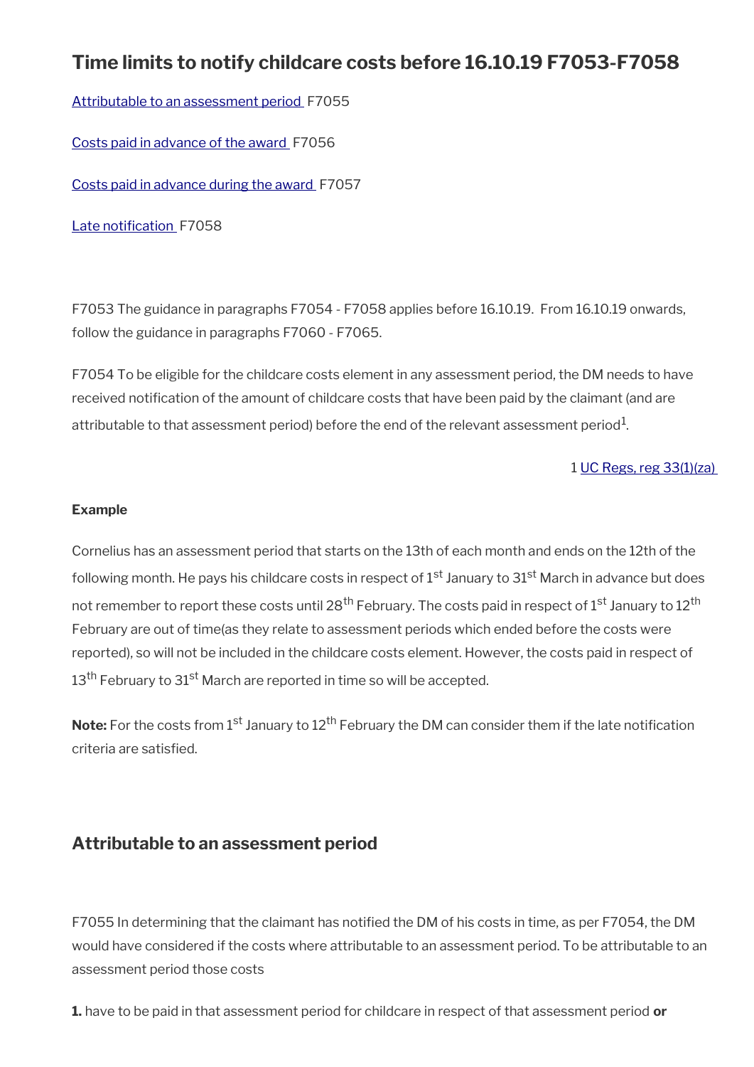## Time limits to notify childcare costs before 16.10.19 F7053-F7058

[Attributable to an assessment period](#) F7055

[Costs paid in advance of the award](#) F7056

[Costs paid in advance during the award](#) F7057

[Late notification](#) F7058

F7053 The guidance in paragraphs F7054 - F7058 applies before 16.10.19. From 16.10.19 onwards, follow the guidance in paragraphs F7060 - F7065.

F7054 To be eligible for the childcare costs element in any assessment period, the DM needs to have received notification of the amount of childcare costs that have been paid by the claimant (and are attributable to that assessment period) before the end of the relevant assessment period[1].

1 [UC Regs, reg 33(1)(za)](#)

**Example**

Cornelius has an assessment period that starts on the 13th of each month and ends on the 12th of the following month. He pays his childcare costs in respect of 1st January to 31st March in advance but does not remember to report these costs until 28th February. The costs paid in respect of 1st January to 12th February are out of time(as they relate to assessment periods which ended before the costs were reported), so will not be included in the childcare costs element. However, the costs paid in respect of 13th February to 31st March are reported in time so will be accepted.

**Note:** For the costs from 1st January to 12th February the DM can consider them if the late notification criteria are satisfied.

### Attributable to an assessment period

F7055 In determining that the claimant has notified the DM of his costs in time, as per F7054, the DM would have considered if the costs where attributable to an assessment period. To be attributable to an assessment period those costs

**1.** have to be paid in that assessment period for childcare in respect of that assessment period **or**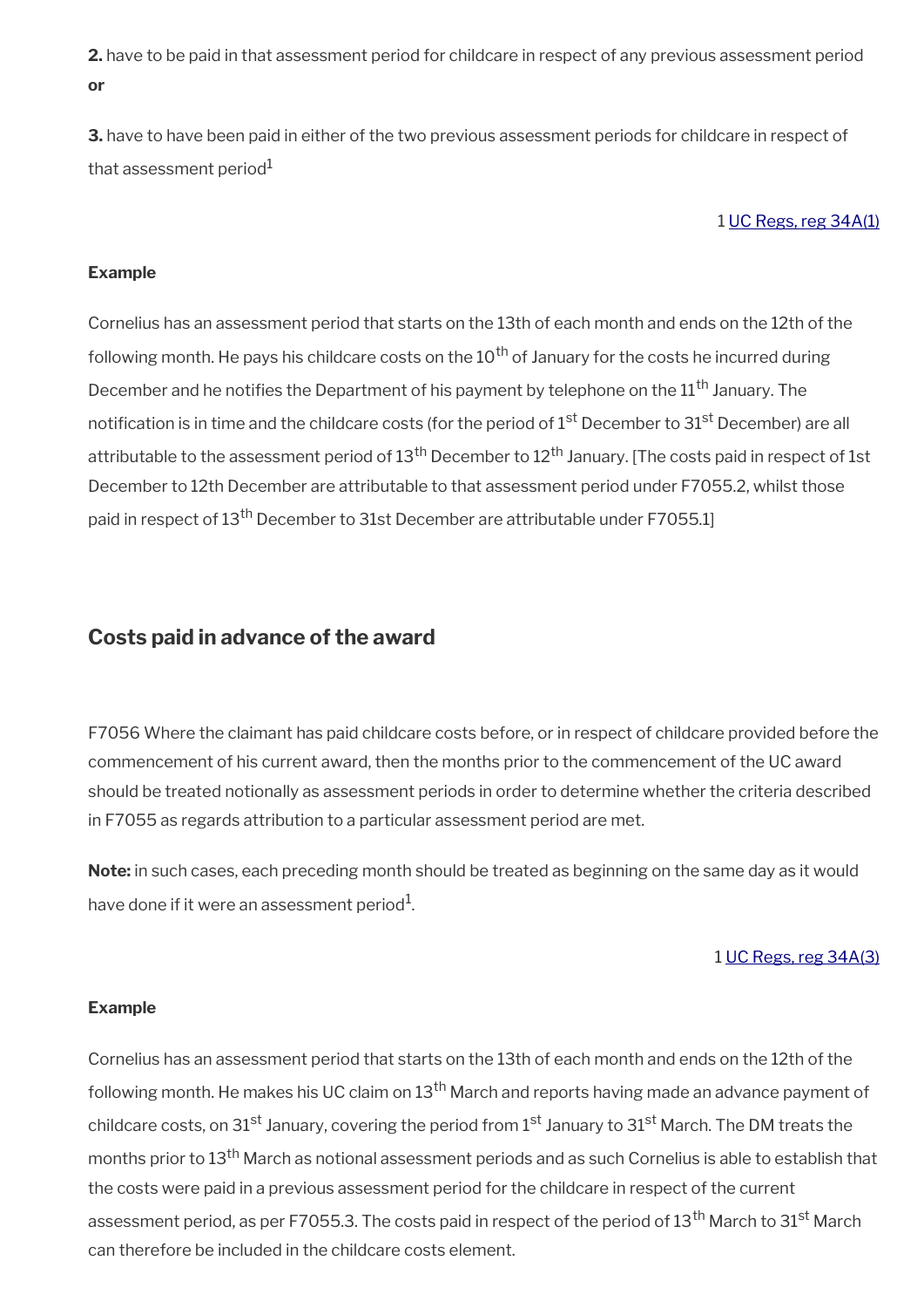**2.** have to be paid in that assessment period for childcare in respect of any previous assessment period **or**

**3.** have to have been paid in either of the two previous assessment periods for childcare in respect of that assessment period[1]

1 UC Regs, reg 34A(1)

**Example**

Cornelius has an assessment period that starts on the 13th of each month and ends on the 12th of the following month. He pays his childcare costs on the 10th of January for the costs he incurred during December and he notifies the Department of his payment by telephone on the 11th January. The notification is in time and the childcare costs (for the period of 1st December to 31st December) are all attributable to the assessment period of 13th December to 12th January. [The costs paid in respect of 1st December to 12th December are attributable to that assessment period under F7055.2, whilst those paid in respect of 13th December to 31st December are attributable under F7055.1]

## Costs paid in advance of the award

F7056 Where the claimant has paid childcare costs before, or in respect of childcare provided before the commencement of his current award, then the months prior to the commencement of the UC award should be treated notionally as assessment periods in order to determine whether the criteria described in F7055 as regards attribution to a particular assessment period are met.

**Note:** in such cases, each preceding month should be treated as beginning on the same day as it would have done if it were an assessment period[1].

1 UC Regs, reg 34A(3)

**Example**

Cornelius has an assessment period that starts on the 13th of each month and ends on the 12th of the following month. He makes his UC claim on 13th March and reports having made an advance payment of childcare costs, on 31st January, covering the period from 1st January to 31st March. The DM treats the months prior to 13th March as notional assessment periods and as such Cornelius is able to establish that the costs were paid in a previous assessment period for the childcare in respect of the current assessment period, as per F7055.3. The costs paid in respect of the period of 13th March to 31st March can therefore be included in the childcare costs element.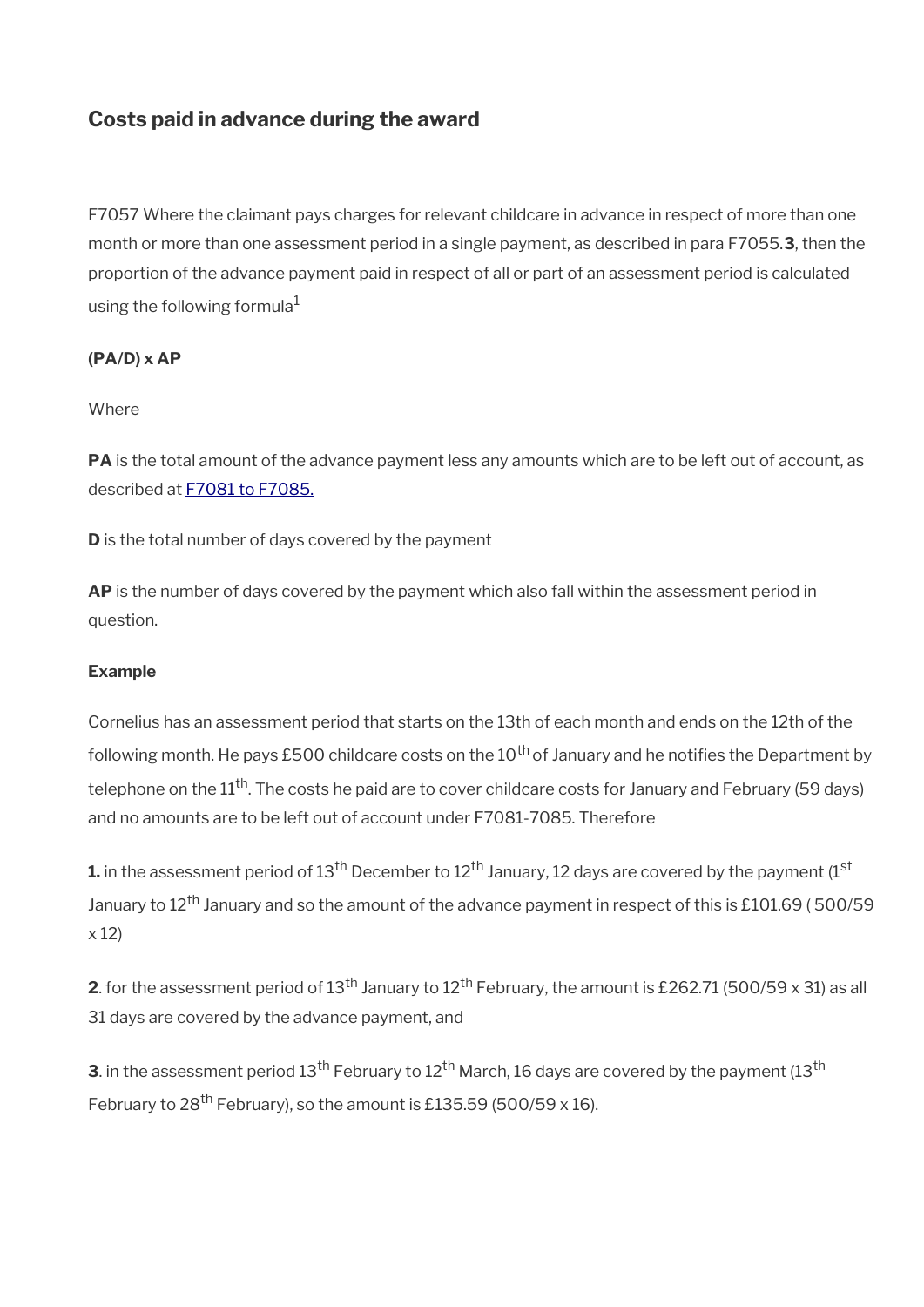## Costs paid in advance during the award

F7057 Where the claimant pays charges for relevant childcare in advance in respect of more than one month or more than one assessment period in a single payment, as described in para F7055.**3**, then the proportion of the advance payment paid in respect of all or part of an assessment period is calculated using the following formula[1]

**(PA/D) x AP**

Where

**PA** is the total amount of the advance payment less any amounts which are to be left out of account, as described at [F7081 to F7085.](#)

**D** is the total number of days covered by the payment

**AP** is the number of days covered by the payment which also fall within the assessment period in question.

**Example**

Cornelius has an assessment period that starts on the 13th of each month and ends on the 12th of the following month. He pays £500 childcare costs on the 10th of January and he notifies the Department by telephone on the 11th. The costs he paid are to cover childcare costs for January and February (59 days) and no amounts are to be left out of account under F7081-7085. Therefore

**1.** in the assessment period of 13th December to 12th January, 12 days are covered by the payment (1st January to 12th January and so the amount of the advance payment in respect of this is £101.69 ( 500/59 x 12)

**2**. for the assessment period of 13th January to 12th February, the amount is £262.71 (500/59 x 31) as all 31 days are covered by the advance payment, and

**3**. in the assessment period 13th February to 12th March, 16 days are covered by the payment (13th February to 28th February), so the amount is £135.59 (500/59 x 16).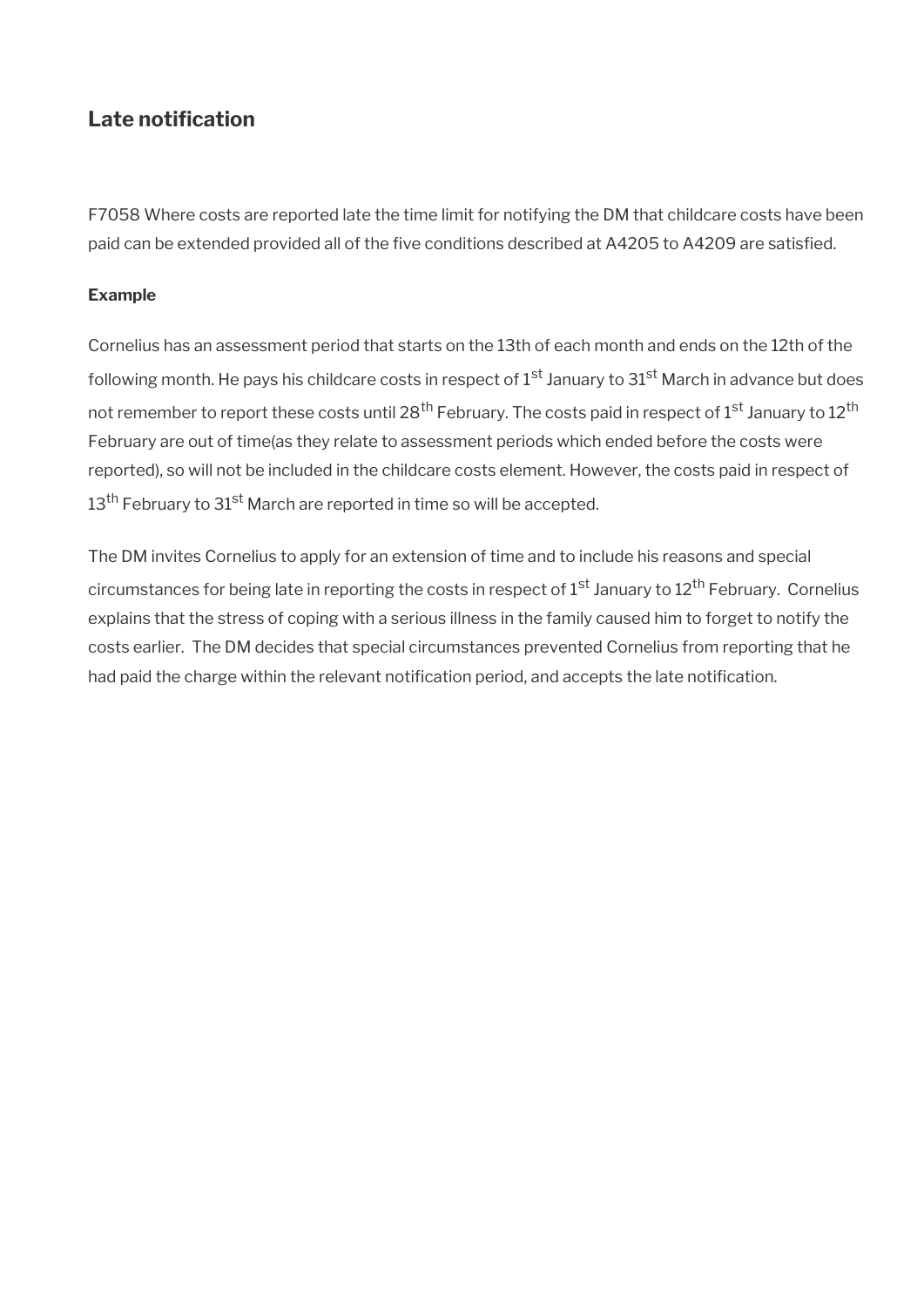## Late notification

F7058 Where costs are reported late the time limit for notifying the DM that childcare costs have been paid can be extended provided all of the five conditions described at A4205 to A4209 are satisfied.

**Example**

Cornelius has an assessment period that starts on the 13th of each month and ends on the 12th of the following month. He pays his childcare costs in respect of 1st January to 31st March in advance but does not remember to report these costs until 28th February. The costs paid in respect of 1st January to 12th February are out of time(as they relate to assessment periods which ended before the costs were reported), so will not be included in the childcare costs element. However, the costs paid in respect of 13th February to 31st March are reported in time so will be accepted.

The DM invites Cornelius to apply for an extension of time and to include his reasons and special circumstances for being late in reporting the costs in respect of 1st January to 12th February. Cornelius explains that the stress of coping with a serious illness in the family caused him to forget to notify the costs earlier. The DM decides that special circumstances prevented Cornelius from reporting that he had paid the charge within the relevant notification period, and accepts the late notification.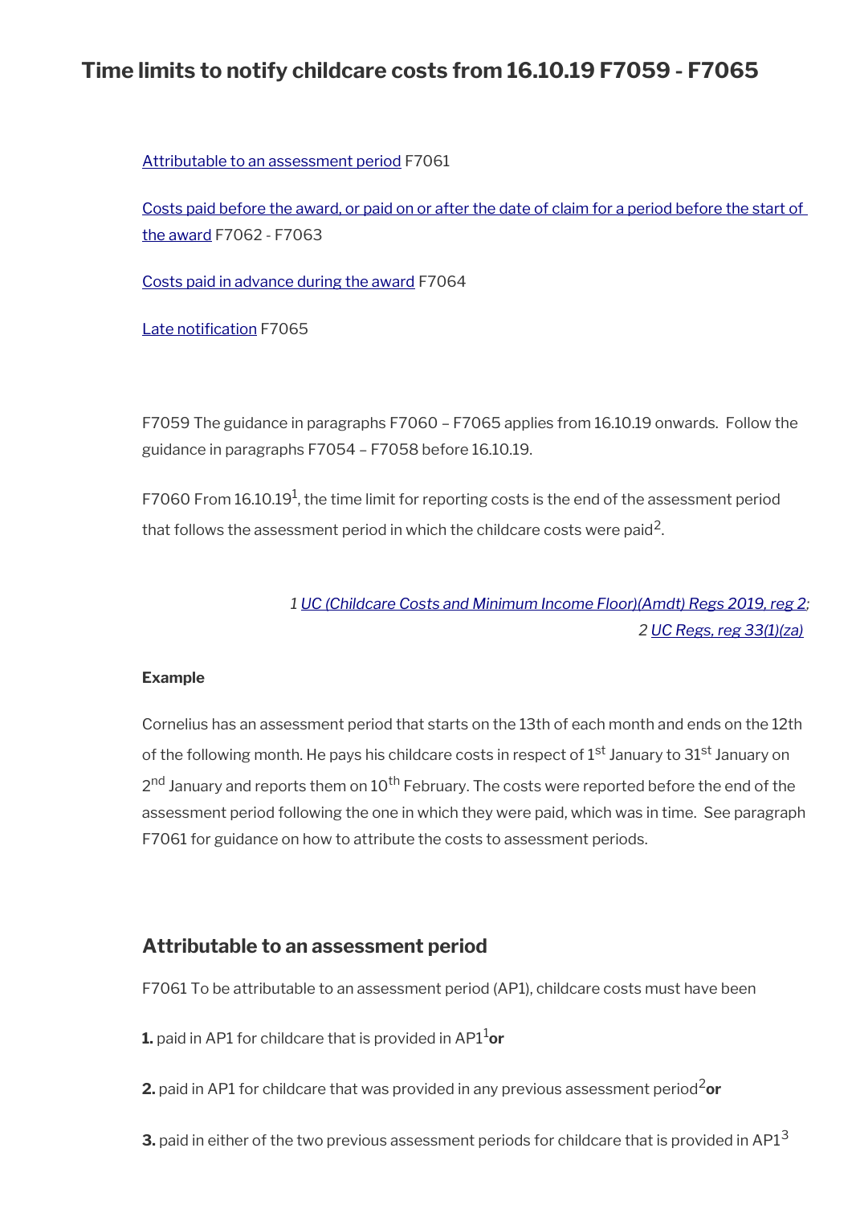## Time limits to notify childcare costs from 16.10.19 F7059 - F7065

Attributable to an assessment period F7061

Costs paid before the award, or paid on or after the date of claim for a period before the start of the award F7062 - F7063

Costs paid in advance during the award F7064

Late notification F7065

F7059 The guidance in paragraphs F7060 – F7065 applies from 16.10.19 onwards. Follow the guidance in paragraphs F7054 – F7058 before 16.10.19.

F7060 From 16.10.19[1], the time limit for reporting costs is the end of the assessment period that follows the assessment period in which the childcare costs were paid[2].

*1 UC (Childcare Costs and Minimum Income Floor)(Amdt) Regs 2019, reg 2; 2 UC Regs, reg 33(1)(za)*

**Example**

Cornelius has an assessment period that starts on the 13th of each month and ends on the 12th of the following month. He pays his childcare costs in respect of 1st January to 31st January on 2nd January and reports them on 10th February. The costs were reported before the end of the assessment period following the one in which they were paid, which was in time. See paragraph F7061 for guidance on how to attribute the costs to assessment periods.

### Attributable to an assessment period

F7061 To be attributable to an assessment period (AP1), childcare costs must have been

**1.** paid in AP1 for childcare that is provided in AP1[1] **or**

**2.** paid in AP1 for childcare that was provided in any previous assessment period[2] **or**

**3.** paid in either of the two previous assessment periods for childcare that is provided in AP1[3]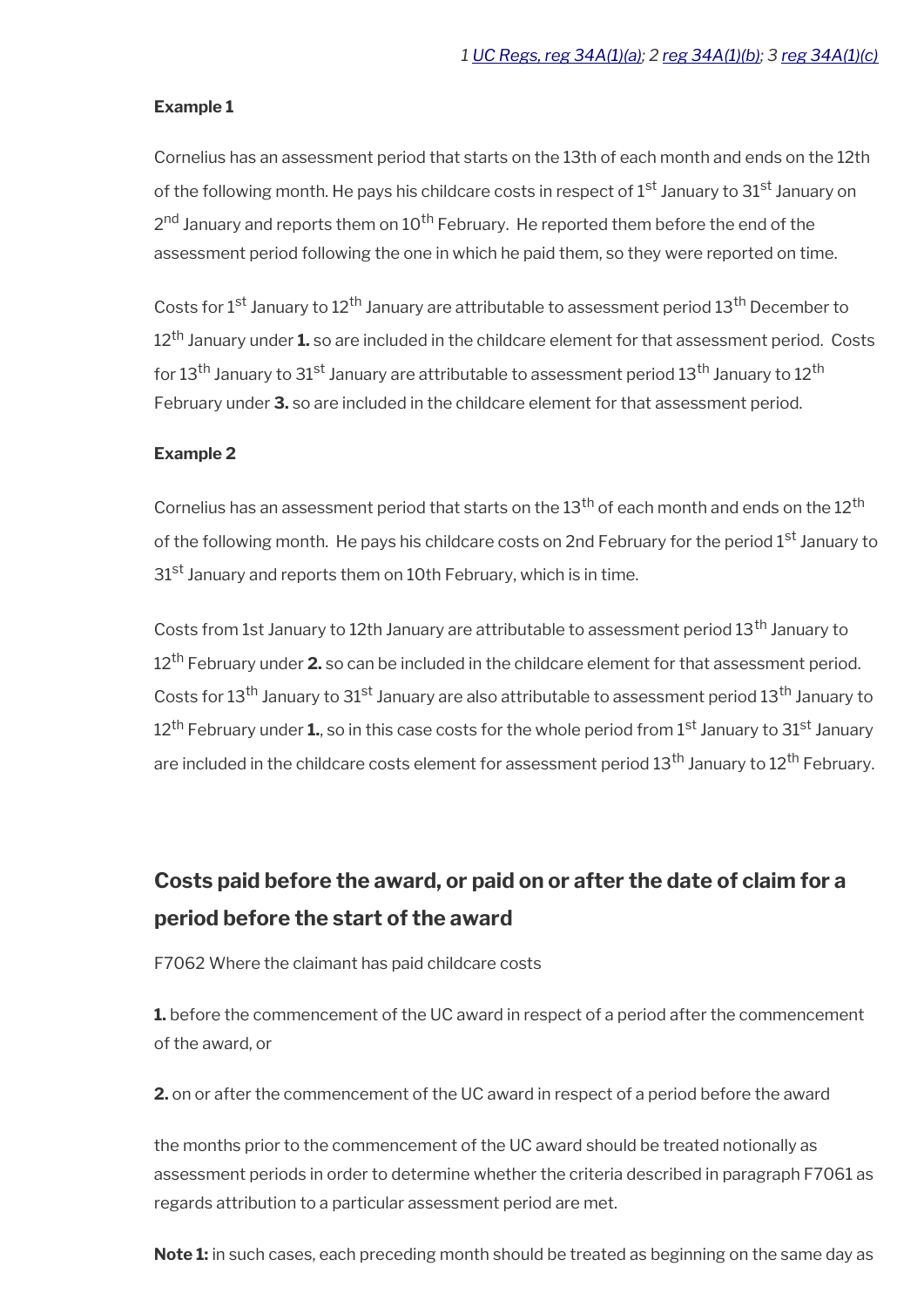*1 UC Regs, reg 34A(1)(a); 2 reg 34A(1)(b); 3 reg 34A(1)(c)*

**Example 1**

Cornelius has an assessment period that starts on the 13th of each month and ends on the 12th of the following month. He pays his childcare costs in respect of 1st January to 31st January on 2nd January and reports them on 10th February. He reported them before the end of the assessment period following the one in which he paid them, so they were reported on time.

Costs for 1st January to 12th January are attributable to assessment period 13th December to 12th January under **1.** so are included in the childcare element for that assessment period. Costs for 13th January to 31st January are attributable to assessment period 13th January to 12th February under **3.** so are included in the childcare element for that assessment period.

**Example 2**

Cornelius has an assessment period that starts on the 13th of each month and ends on the 12th of the following month. He pays his childcare costs on 2nd February for the period 1st January to 31st January and reports them on 10th February, which is in time.

Costs from 1st January to 12th January are attributable to assessment period 13th January to 12th February under **2.** so can be included in the childcare element for that assessment period. Costs for 13th January to 31st January are also attributable to assessment period 13th January to 12th February under **1.**, so in this case costs for the whole period from 1st January to 31st January are included in the childcare costs element for assessment period 13th January to 12th February.

## Costs paid before the award, or paid on or after the date of claim for a period before the start of the award

F7062 Where the claimant has paid childcare costs

**1.** before the commencement of the UC award in respect of a period after the commencement of the award, or

**2.** on or after the commencement of the UC award in respect of a period before the award

the months prior to the commencement of the UC award should be treated notionally as assessment periods in order to determine whether the criteria described in paragraph F7061 as regards attribution to a particular assessment period are met.

**Note 1:** in such cases, each preceding month should be treated as beginning on the same day as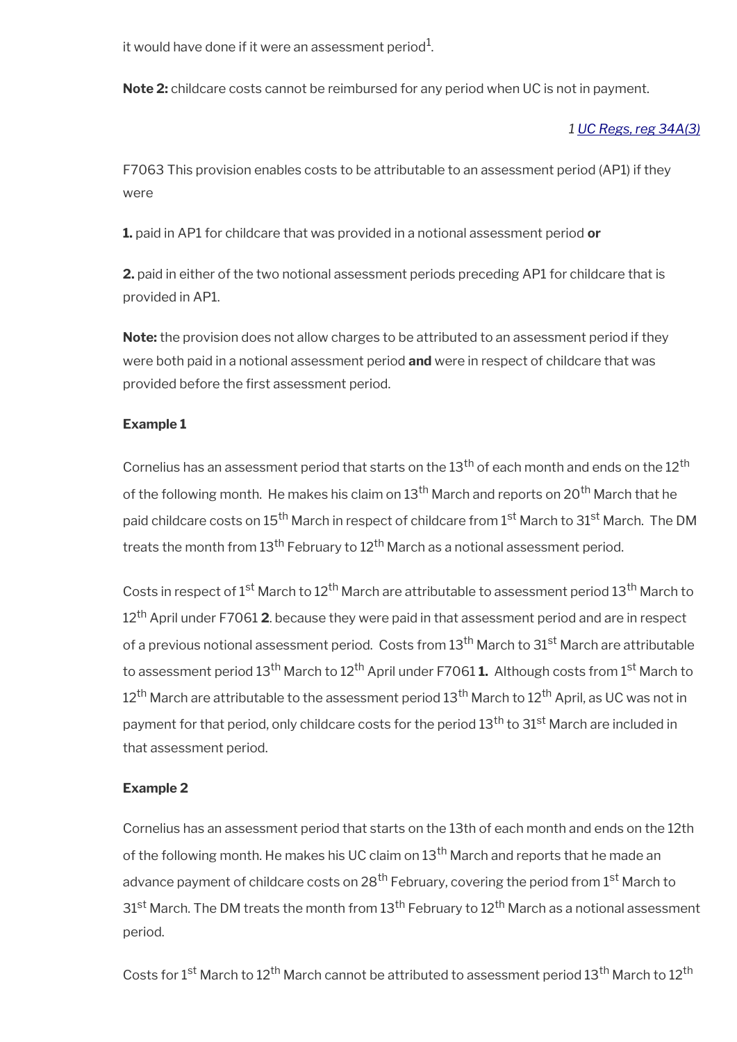it would have done if it were an assessment period[1].

**Note 2:** childcare costs cannot be reimbursed for any period when UC is not in payment.

*1 UC Regs, reg 34A(3)*

F7063 This provision enables costs to be attributable to an assessment period (AP1) if they were

**1.** paid in AP1 for childcare that was provided in a notional assessment period **or**

**2.** paid in either of the two notional assessment periods preceding AP1 for childcare that is provided in AP1.

**Note:** the provision does not allow charges to be attributed to an assessment period if they were both paid in a notional assessment period **and** were in respect of childcare that was provided before the first assessment period.

**Example 1**

Cornelius has an assessment period that starts on the 13th of each month and ends on the 12th of the following month. He makes his claim on 13th March and reports on 20th March that he paid childcare costs on 15th March in respect of childcare from 1st March to 31st March. The DM treats the month from 13th February to 12th March as a notional assessment period.

Costs in respect of 1st March to 12th March are attributable to assessment period 13th March to 12th April under F7061 **2**. because they were paid in that assessment period and are in respect of a previous notional assessment period. Costs from 13th March to 31st March are attributable to assessment period 13th March to 12th April under F7061 **1.** Although costs from 1st March to 12th March are attributable to the assessment period 13th March to 12th April, as UC was not in payment for that period, only childcare costs for the period 13th to 31st March are included in that assessment period.

**Example 2**

Cornelius has an assessment period that starts on the 13th of each month and ends on the 12th of the following month. He makes his UC claim on 13th March and reports that he made an advance payment of childcare costs on 28th February, covering the period from 1st March to 31st March. The DM treats the month from 13th February to 12th March as a notional assessment period.

Costs for 1st March to 12th March cannot be attributed to assessment period 13th March to 12th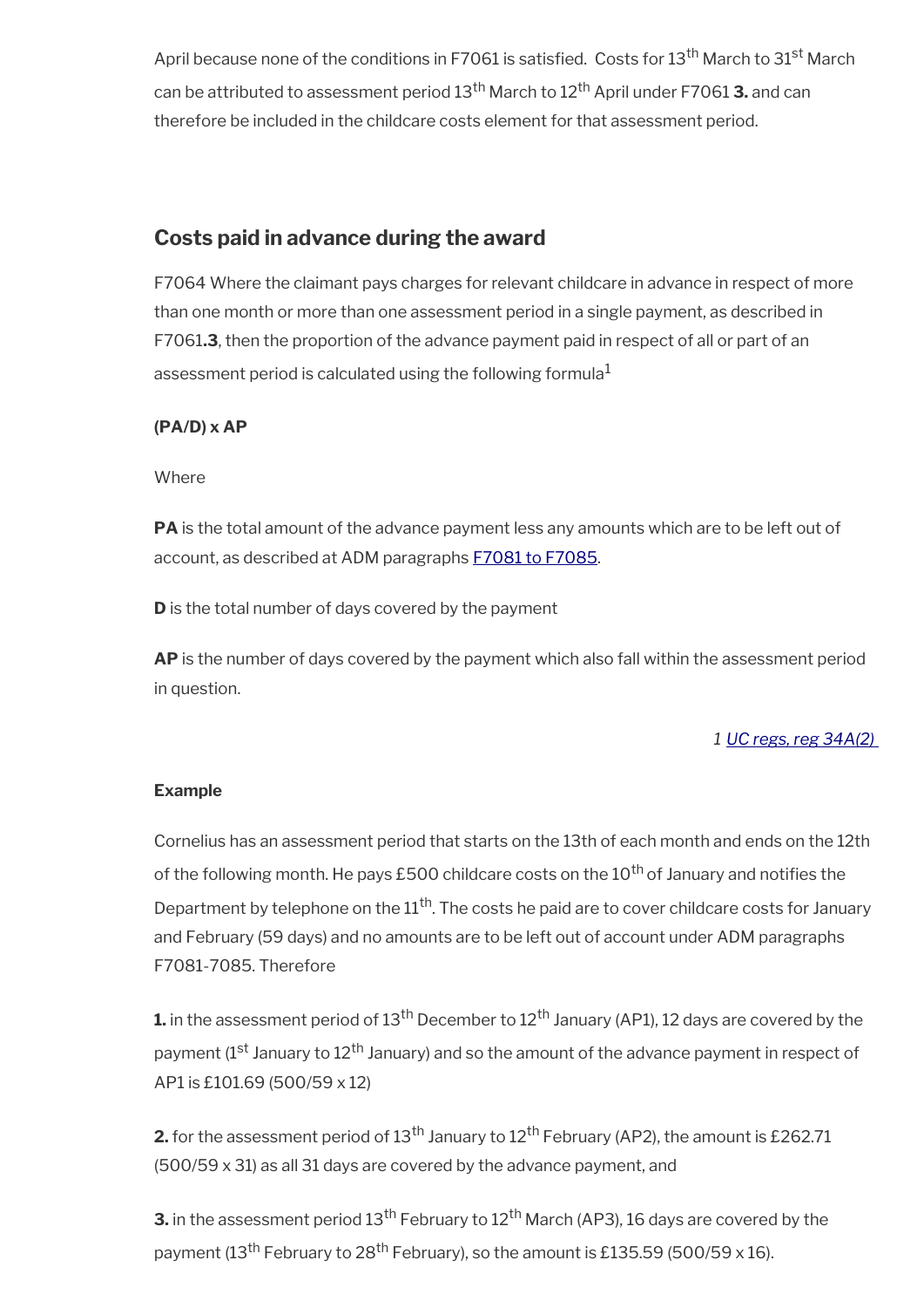April because none of the conditions in F7061 is satisfied. Costs for 13th March to 31st March can be attributed to assessment period 13th March to 12th April under F7061 **3.** and can therefore be included in the childcare costs element for that assessment period.

## Costs paid in advance during the award

F7064 Where the claimant pays charges for relevant childcare in advance in respect of more than one month or more than one assessment period in a single payment, as described in F7061**.3**, then the proportion of the advance payment paid in respect of all or part of an assessment period is calculated using the following formula[1]

**(PA/D) x AP**

Where

**PA** is the total amount of the advance payment less any amounts which are to be left out of account, as described at ADM paragraphs [F7081 to F7085](#).

**D** is the total number of days covered by the payment

**AP** is the number of days covered by the payment which also fall within the assessment period in question.

*1 [UC regs, reg 34A(2)](#)*

**Example**

Cornelius has an assessment period that starts on the 13th of each month and ends on the 12th of the following month. He pays £500 childcare costs on the 10th of January and notifies the Department by telephone on the 11th. The costs he paid are to cover childcare costs for January and February (59 days) and no amounts are to be left out of account under ADM paragraphs F7081-7085. Therefore

**1.** in the assessment period of 13th December to 12th January (AP1), 12 days are covered by the payment (1st January to 12th January) and so the amount of the advance payment in respect of AP1 is £101.69 (500/59 x 12)

**2.** for the assessment period of 13th January to 12th February (AP2), the amount is £262.71 (500/59 x 31) as all 31 days are covered by the advance payment, and

**3.** in the assessment period 13th February to 12th March (AP3), 16 days are covered by the payment (13th February to 28th February), so the amount is £135.59 (500/59 x 16).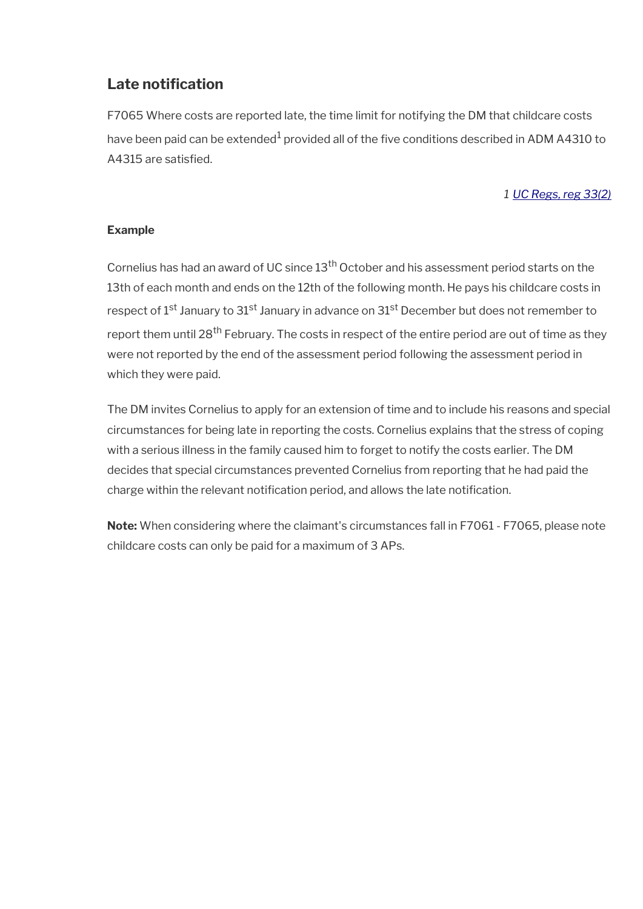## Late notification

F7065 Where costs are reported late, the time limit for notifying the DM that childcare costs have been paid can be extended[1] provided all of the five conditions described in ADM A4310 to A4315 are satisfied.

*1 UC Regs, reg 33(2)*

**Example**

Cornelius has had an award of UC since 13th October and his assessment period starts on the 13th of each month and ends on the 12th of the following month. He pays his childcare costs in respect of 1st January to 31st January in advance on 31st December but does not remember to report them until 28th February. The costs in respect of the entire period are out of time as they were not reported by the end of the assessment period following the assessment period in which they were paid.

The DM invites Cornelius to apply for an extension of time and to include his reasons and special circumstances for being late in reporting the costs. Cornelius explains that the stress of coping with a serious illness in the family caused him to forget to notify the costs earlier. The DM decides that special circumstances prevented Cornelius from reporting that he had paid the charge within the relevant notification period, and allows the late notification.

**Note:** When considering where the claimant's circumstances fall in F7061 - F7065, please note childcare costs can only be paid for a maximum of 3 APs.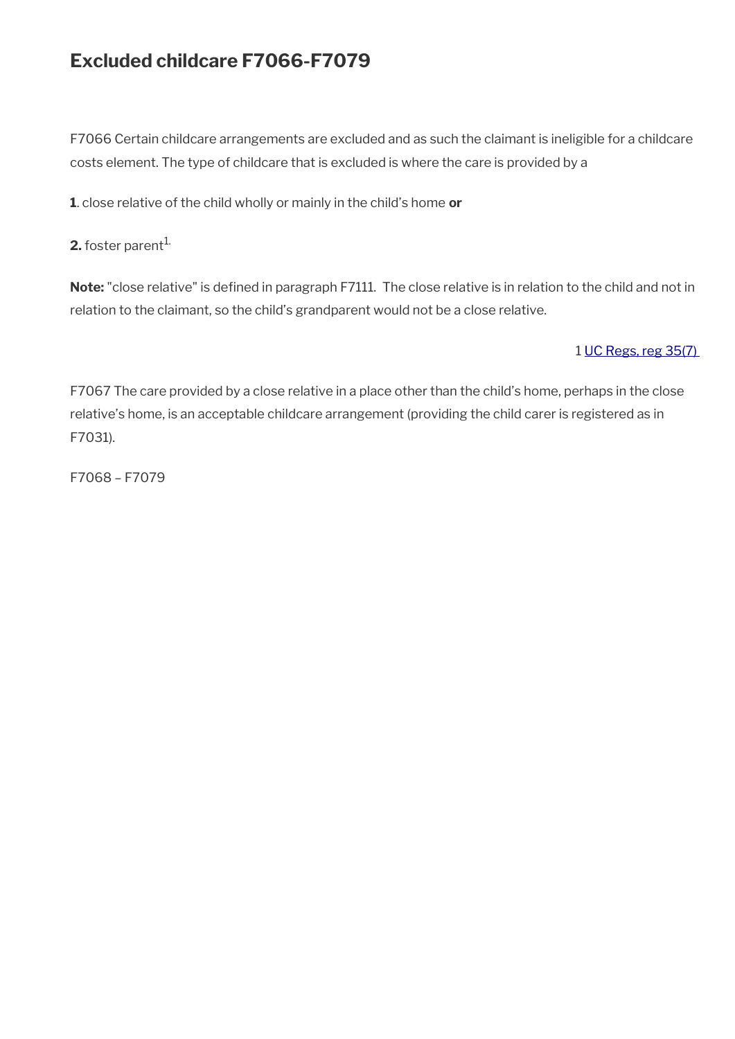# Excluded childcare F7066-F7079

F7066 Certain childcare arrangements are excluded and as such the claimant is ineligible for a childcare costs element. The type of childcare that is excluded is where the care is provided by a

**1**. close relative of the child wholly or mainly in the child's home **or**

**2.** foster parent[1].

**Note:** "close relative" is defined in paragraph F7111. The close relative is in relation to the child and not in relation to the claimant, so the child's grandparent would not be a close relative.

1 UC Regs, reg 35(7)

F7067 The care provided by a close relative in a place other than the child's home, perhaps in the close relative's home, is an acceptable childcare arrangement (providing the child carer is registered as in F7031).

F7068 – F7079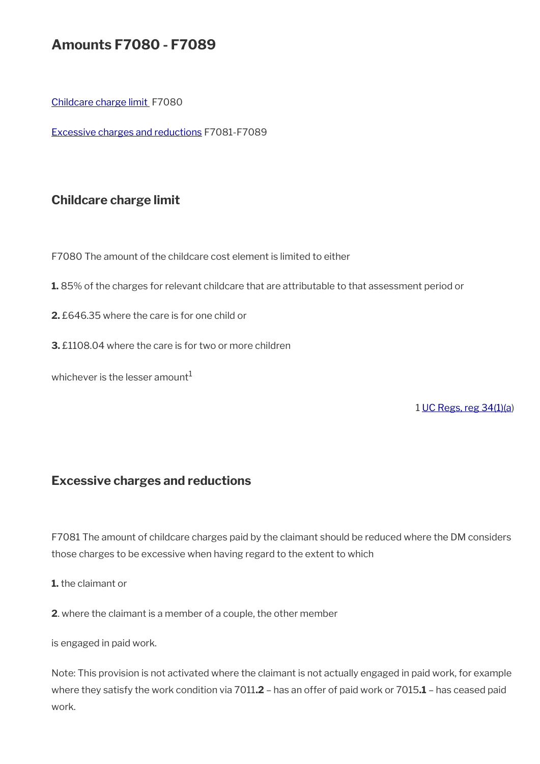## Amounts F7080 - F7089

[Childcare charge limit](#) F7080

[Excessive charges and reductions](#) F7081-F7089

### Childcare charge limit

F7080 The amount of the childcare cost element is limited to either

**1.** 85% of the charges for relevant childcare that are attributable to that assessment period or

**2.** £646.35 where the care is for one child or

**3.** £1108.04 where the care is for two or more children

whichever is the lesser amount[1]

1 [UC Regs, reg 34(1)(a](#))

### Excessive charges and reductions

F7081 The amount of childcare charges paid by the claimant should be reduced where the DM considers those charges to be excessive when having regard to the extent to which

**1.** the claimant or

**2**. where the claimant is a member of a couple, the other member

is engaged in paid work.

Note: This provision is not activated where the claimant is not actually engaged in paid work, for example where they satisfy the work condition via 7011**.2** – has an offer of paid work or 7015**.1** – has ceased paid work.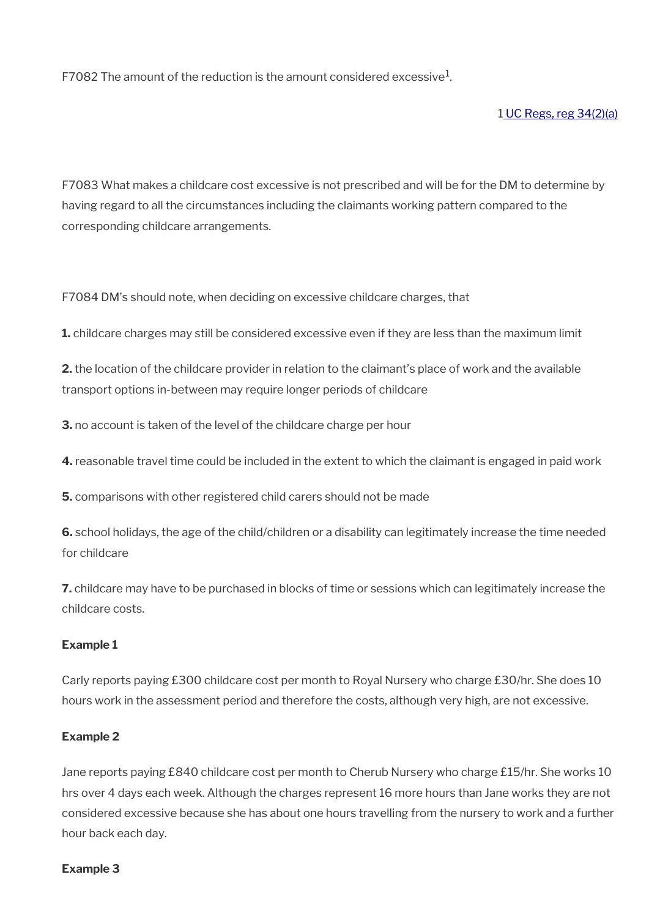F7082 The amount of the reduction is the amount considered excessive[1].

1 [UC Regs, reg 34(2)(a)]

F7083 What makes a childcare cost excessive is not prescribed and will be for the DM to determine by having regard to all the circumstances including the claimants working pattern compared to the corresponding childcare arrangements.

F7084 DM's should note, when deciding on excessive childcare charges, that

**1.** childcare charges may still be considered excessive even if they are less than the maximum limit

**2.** the location of the childcare provider in relation to the claimant's place of work and the available transport options in-between may require longer periods of childcare

**3.** no account is taken of the level of the childcare charge per hour

**4.** reasonable travel time could be included in the extent to which the claimant is engaged in paid work

**5.** comparisons with other registered child carers should not be made

**6.** school holidays, the age of the child/children or a disability can legitimately increase the time needed for childcare

**7.** childcare may have to be purchased in blocks of time or sessions which can legitimately increase the childcare costs.

**Example 1**

Carly reports paying £300 childcare cost per month to Royal Nursery who charge £30/hr. She does 10 hours work in the assessment period and therefore the costs, although very high, are not excessive.

**Example 2**

Jane reports paying £840 childcare cost per month to Cherub Nursery who charge £15/hr. She works 10 hrs over 4 days each week. Although the charges represent 16 more hours than Jane works they are not considered excessive because she has about one hours travelling from the nursery to work and a further hour back each day.

**Example 3**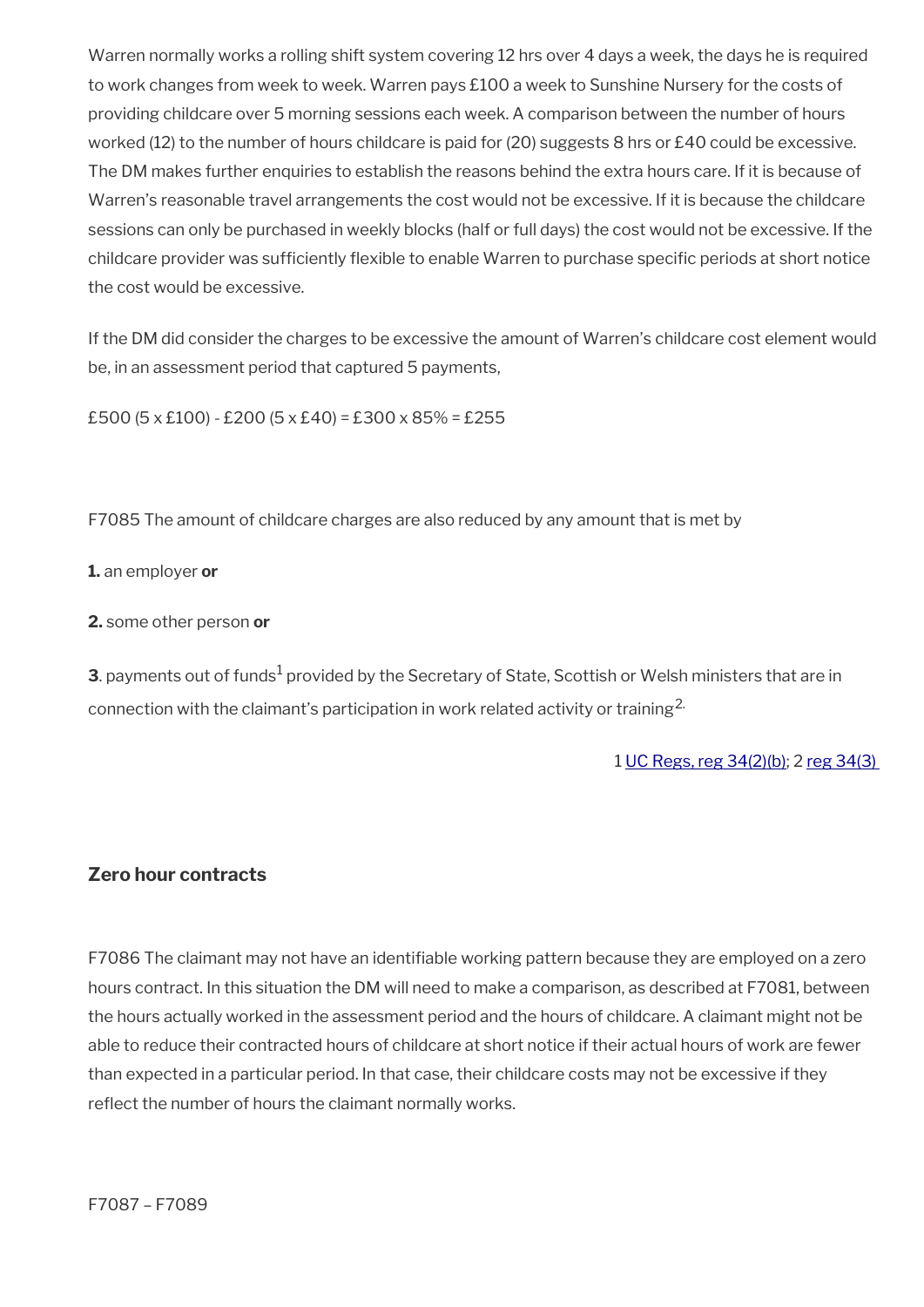Warren normally works a rolling shift system covering 12 hrs over 4 days a week, the days he is required to work changes from week to week. Warren pays £100 a week to Sunshine Nursery for the costs of providing childcare over 5 morning sessions each week. A comparison between the number of hours worked (12) to the number of hours childcare is paid for (20) suggests 8 hrs or £40 could be excessive. The DM makes further enquiries to establish the reasons behind the extra hours care. If it is because of Warren's reasonable travel arrangements the cost would not be excessive. If it is because the childcare sessions can only be purchased in weekly blocks (half or full days) the cost would not be excessive. If the childcare provider was sufficiently flexible to enable Warren to purchase specific periods at short notice the cost would be excessive.

If the DM did consider the charges to be excessive the amount of Warren's childcare cost element would be, in an assessment period that captured 5 payments,

£500 (5 x £100) - £200 (5 x £40) = £300 x 85% = £255

F7085 The amount of childcare charges are also reduced by any amount that is met by

**1.** an employer **or**

**2.** some other person **or**

**3**. payments out of funds[1] provided by the Secretary of State, Scottish or Welsh ministers that are in connection with the claimant's participation in work related activity or training[2.]

1 UC Regs, reg 34(2)(b); 2 reg 34(3)

### Zero hour contracts

F7086 The claimant may not have an identifiable working pattern because they are employed on a zero hours contract. In this situation the DM will need to make a comparison, as described at F7081, between the hours actually worked in the assessment period and the hours of childcare. A claimant might not be able to reduce their contracted hours of childcare at short notice if their actual hours of work are fewer than expected in a particular period. In that case, their childcare costs may not be excessive if they reflect the number of hours the claimant normally works.

F7087 – F7089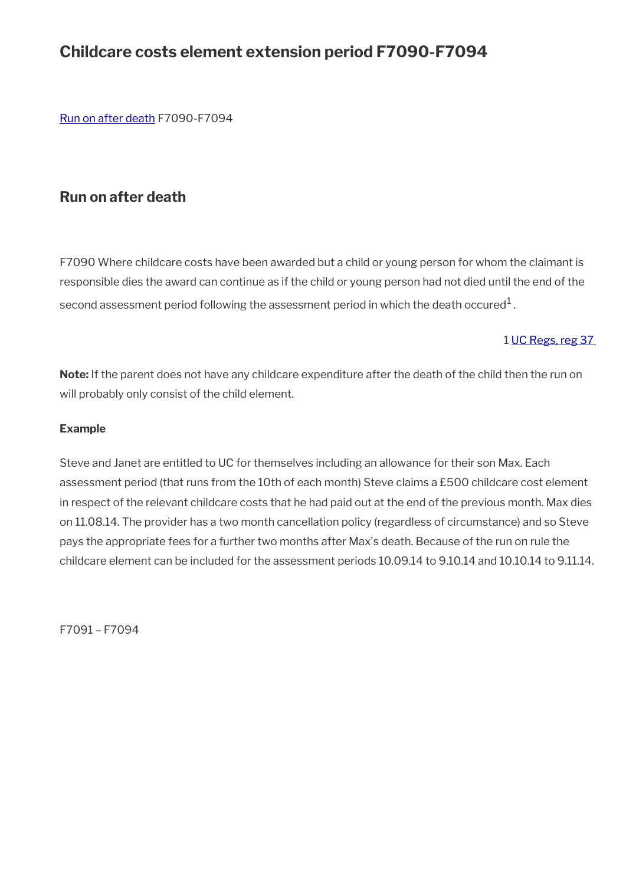# Childcare costs element extension period F7090-F7094

[Run on after death](#) F7090-F7094

## Run on after death

F7090 Where childcare costs have been awarded but a child or young person for whom the claimant is responsible dies the award can continue as if the child or young person had not died until the end of the second assessment period following the assessment period in which the death occured[1] .

1 [UC Regs, reg 37](#)

**Note:** If the parent does not have any childcare expenditure after the death of the child then the run on will probably only consist of the child element.

**Example**

Steve and Janet are entitled to UC for themselves including an allowance for their son Max. Each assessment period (that runs from the 10th of each month) Steve claims a £500 childcare cost element in respect of the relevant childcare costs that he had paid out at the end of the previous month. Max dies on 11.08.14. The provider has a two month cancellation policy (regardless of circumstance) and so Steve pays the appropriate fees for a further two months after Max's death. Because of the run on rule the childcare element can be included for the assessment periods 10.09.14 to 9.10.14 and 10.10.14 to 9.11.14.

F7091 – F7094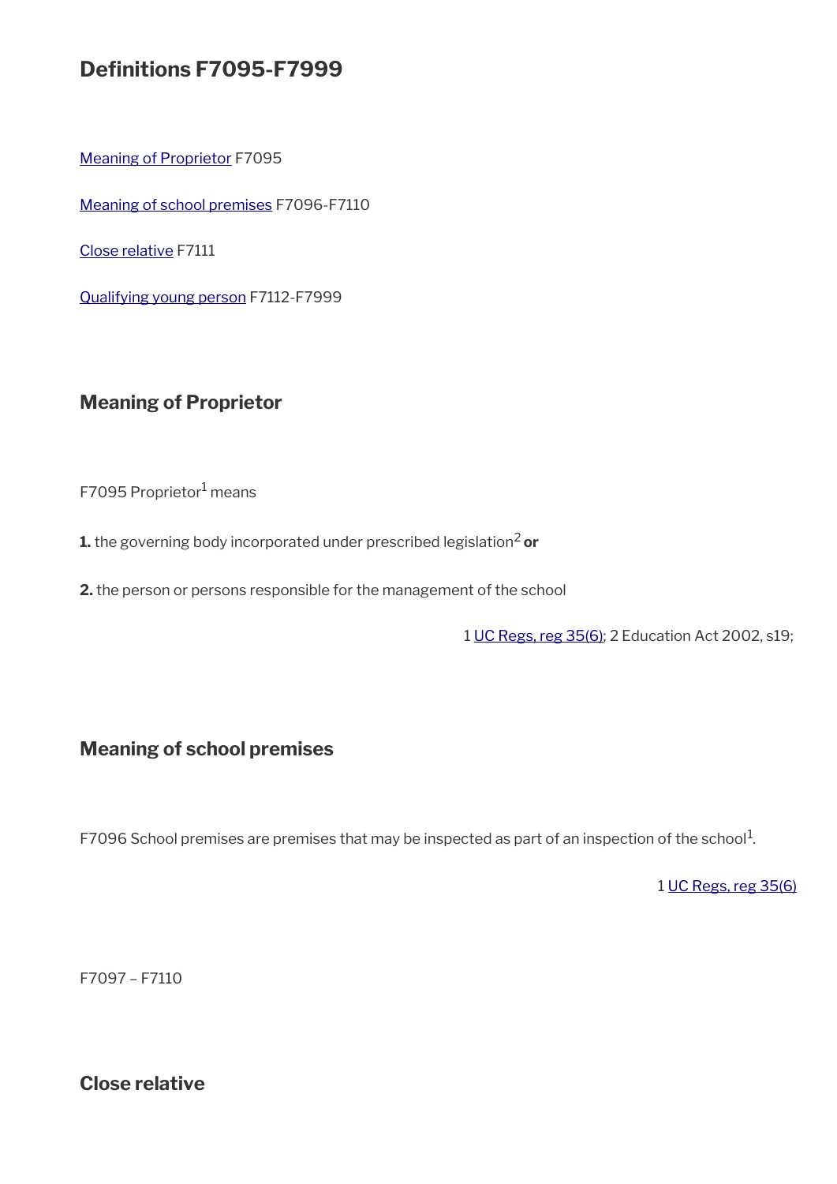## Definitions F7095-F7999

[Meaning of Proprietor](#) F7095

[Meaning of school premises](#) F7096-F7110

[Close relative](#) F7111

[Qualifying young person](#) F7112-F7999

### Meaning of Proprietor

F7095 Proprietor[1] means

**1.** the governing body incorporated under prescribed legislation[2] **or**

**2.** the person or persons responsible for the management of the school

1 UC Regs, reg 35(6); 2 Education Act 2002, s19;

### Meaning of school premises

F7096 School premises are premises that may be inspected as part of an inspection of the school[1].

1 UC Regs, reg 35(6)

F7097 – F7110

### Close relative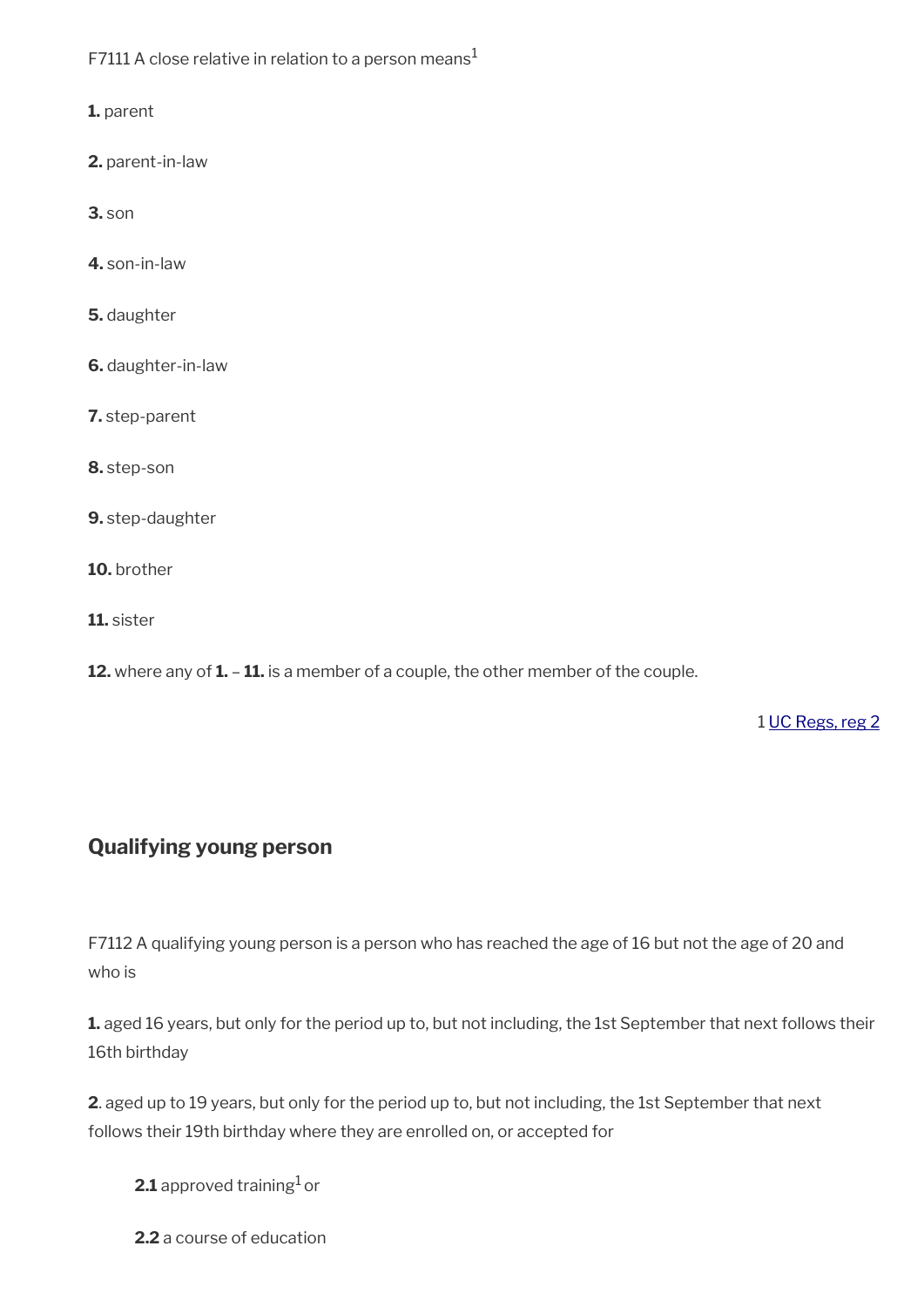F7111 A close relative in relation to a person means[1]

**1.** parent

**2.** parent-in-law

**3.** son

**4.** son-in-law

**5.** daughter

**6.** daughter-in-law

**7.** step-parent

**8.** step-son

**9.** step-daughter

**10.** brother

**11.** sister

**12.** where any of **1.** – **11.** is a member of a couple, the other member of the couple.

1 UC Regs, reg 2

## Qualifying young person

F7112 A qualifying young person is a person who has reached the age of 16 but not the age of 20 and who is

**1.** aged 16 years, but only for the period up to, but not including, the 1st September that next follows their 16th birthday

**2**. aged up to 19 years, but only for the period up to, but not including, the 1st September that next follows their 19th birthday where they are enrolled on, or accepted for

**2.1** approved training[1] or

**2.2** a course of education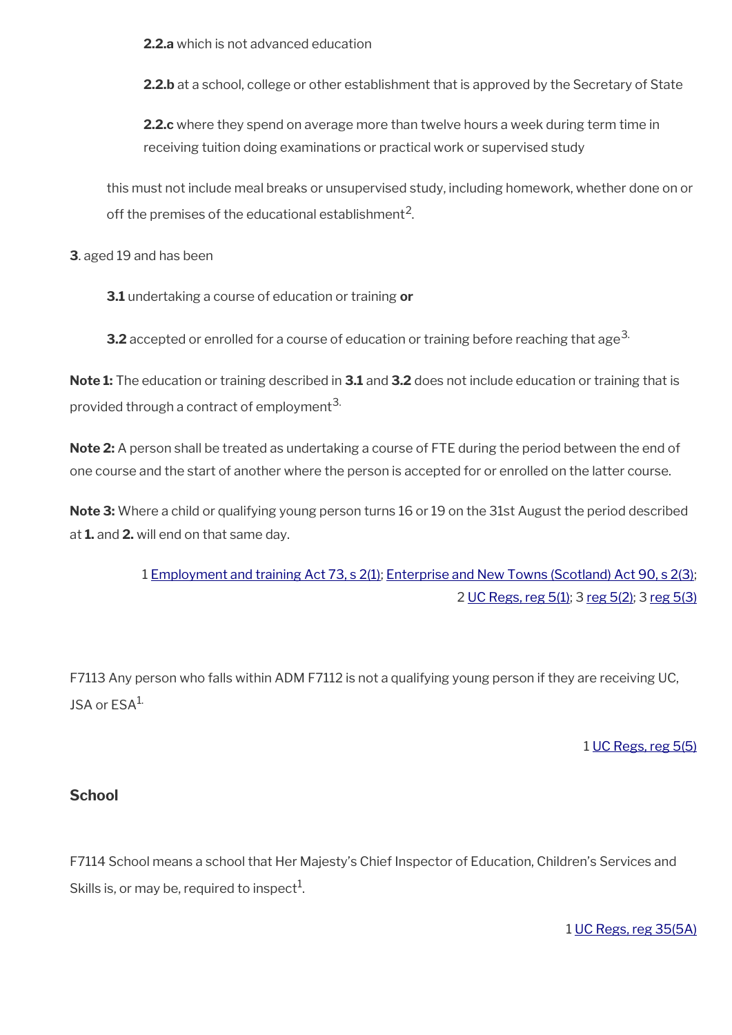**2.2.a** which is not advanced education

**2.2.b** at a school, college or other establishment that is approved by the Secretary of State

**2.2.c** where they spend on average more than twelve hours a week during term time in receiving tuition doing examinations or practical work or supervised study

this must not include meal breaks or unsupervised study, including homework, whether done on or off the premises of the educational establishment[2].

**3**. aged 19 and has been

**3.1** undertaking a course of education or training **or**

**3.2** accepted or enrolled for a course of education or training before reaching that age[3.]

**Note 1:** The education or training described in **3.1** and **3.2** does not include education or training that is provided through a contract of employment[3.]

**Note 2:** A person shall be treated as undertaking a course of FTE during the period between the end of one course and the start of another where the person is accepted for or enrolled on the latter course.

**Note 3:** Where a child or qualifying young person turns 16 or 19 on the 31st August the period described at **1.** and **2.** will end on that same day.

1 Employment and training Act 73, s 2(1); Enterprise and New Towns (Scotland) Act 90, s 2(3); 2 UC Regs, reg 5(1); 3 reg 5(2); 3 reg 5(3)

F7113 Any person who falls within ADM F7112 is not a qualifying young person if they are receiving UC, JSA or ESA[1.]

1 UC Regs, reg 5(5)

### School

F7114 School means a school that Her Majesty's Chief Inspector of Education, Children's Services and Skills is, or may be, required to inspect[1].

1 UC Regs, reg 35(5A)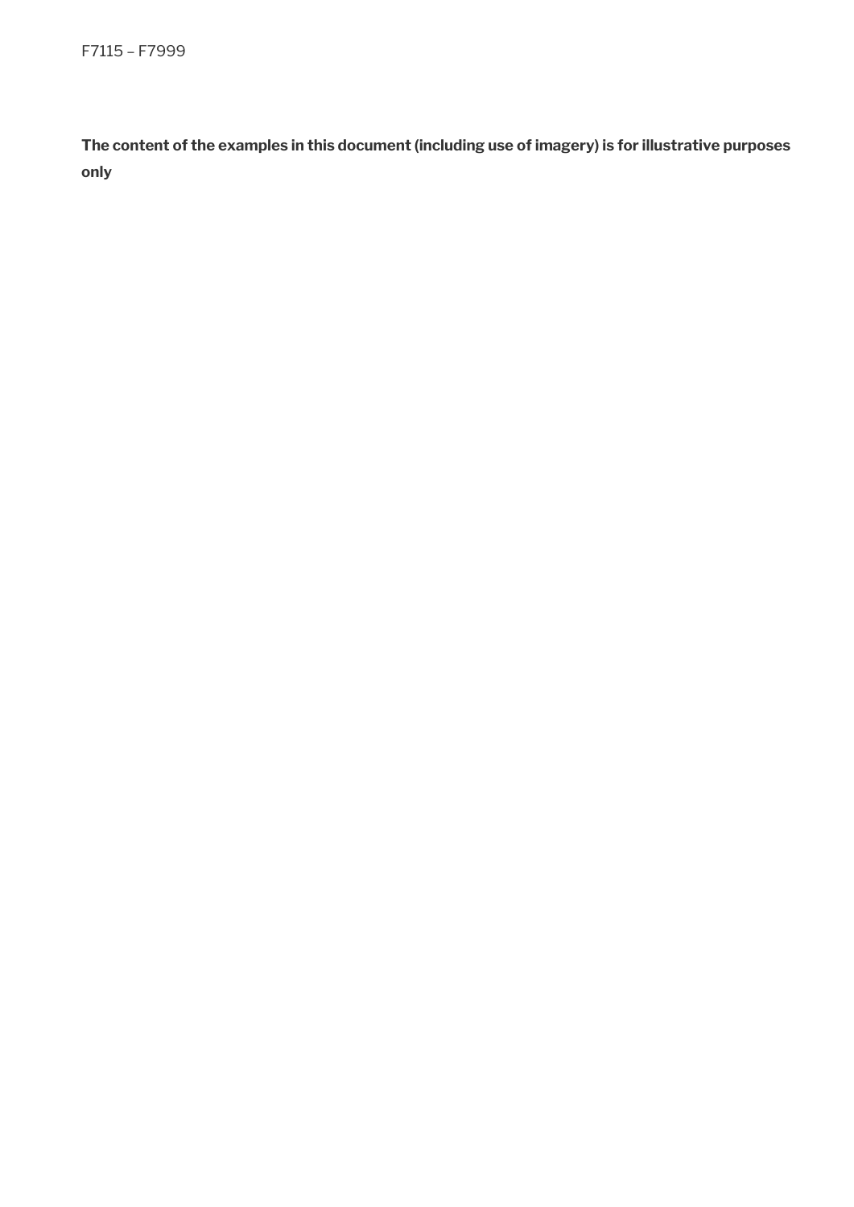F7115 – F7999

**The content of the examples in this document (including use of imagery) is for illustrative purposes only**